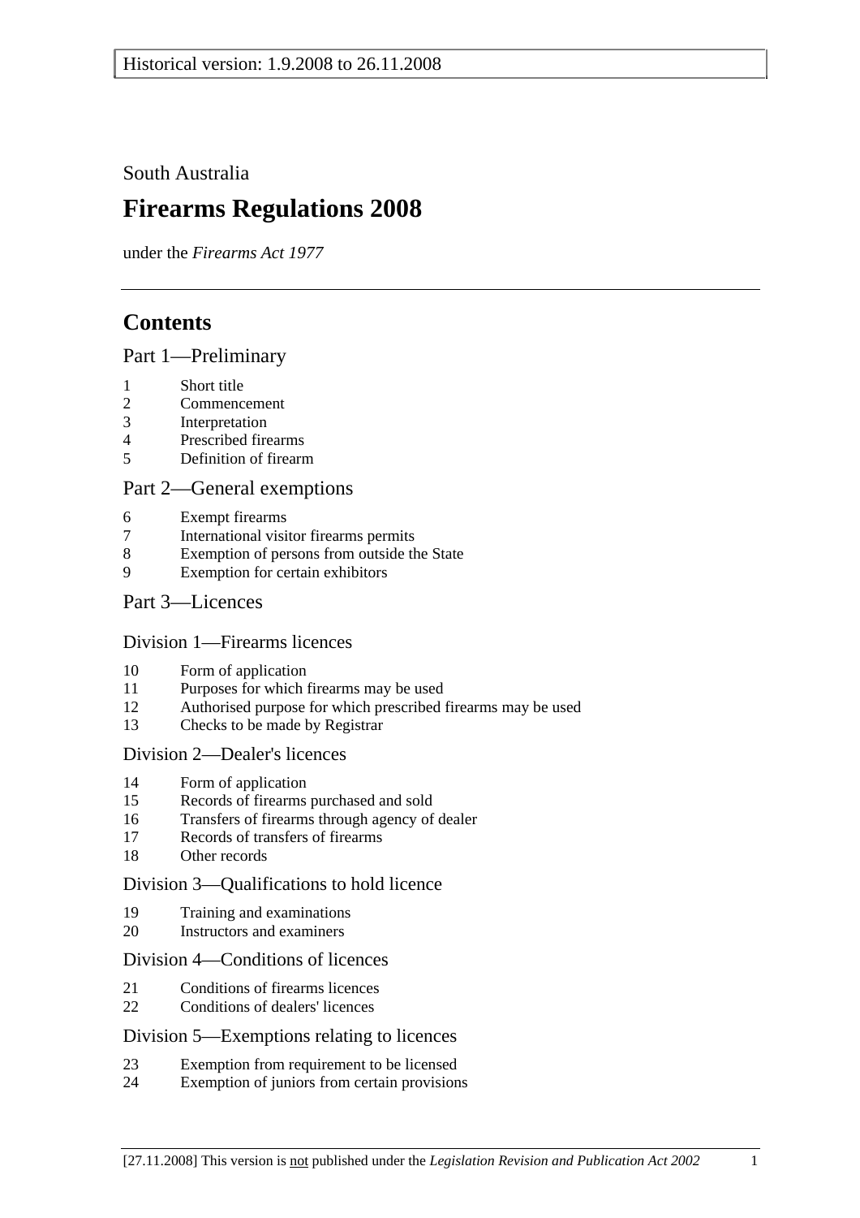South Australia

# Firearms Regulations 2008

under the *Firearms Act 1977*

## Contents

### Part 1—Preliminary

1 Short title
2 Commencement
3 Interpretation
4 Prescribed firearms
5 Definition of firearm

### Part 2—General exemptions

6 Exempt firearms
7 International visitor firearms permits
8 Exemption of persons from outside the State
9 Exemption for certain exhibitors

### Part 3—Licences

#### Division 1—Firearms licences

10 Form of application
11 Purposes for which firearms may be used
12 Authorised purpose for which prescribed firearms may be used
13 Checks to be made by Registrar

#### Division 2—Dealer's licences

14 Form of application
15 Records of firearms purchased and sold
16 Transfers of firearms through agency of dealer
17 Records of transfers of firearms
18 Other records

#### Division 3—Qualifications to hold licence

19 Training and examinations
20 Instructors and examiners

#### Division 4—Conditions of licences

21 Conditions of firearms licences
22 Conditions of dealers' licences

#### Division 5—Exemptions relating to licences

23 Exemption from requirement to be licensed
24 Exemption of juniors from certain provisions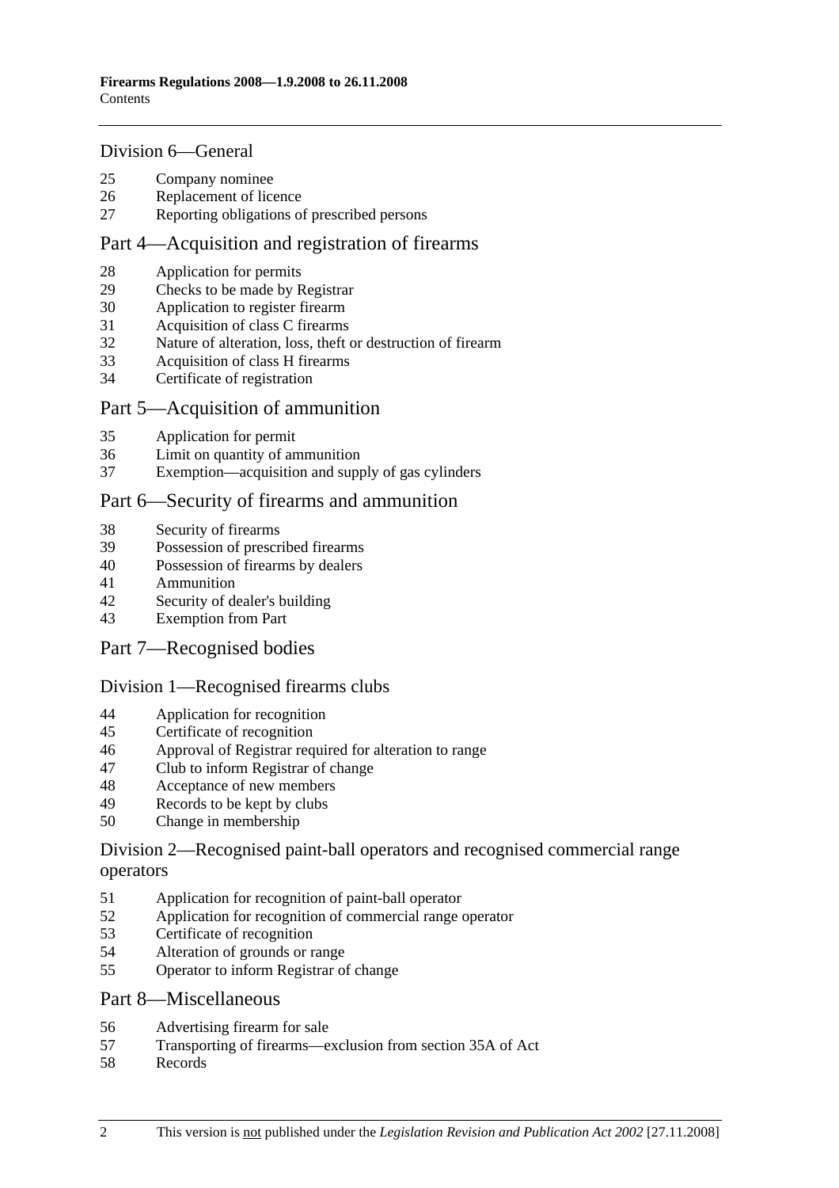## Division 6—General

25 Company nominee
26 Replacement of licence
27 Reporting obligations of prescribed persons

## Part 4—Acquisition and registration of firearms

28 Application for permits
29 Checks to be made by Registrar
30 Application to register firearm
31 Acquisition of class C firearms
32 Nature of alteration, loss, theft or destruction of firearm
33 Acquisition of class H firearms
34 Certificate of registration

## Part 5—Acquisition of ammunition

35 Application for permit
36 Limit on quantity of ammunition
37 Exemption—acquisition and supply of gas cylinders

## Part 6—Security of firearms and ammunition

38 Security of firearms
39 Possession of prescribed firearms
40 Possession of firearms by dealers
41 Ammunition
42 Security of dealer's building
43 Exemption from Part

## Part 7—Recognised bodies

## Division 1—Recognised firearms clubs

44 Application for recognition
45 Certificate of recognition
46 Approval of Registrar required for alteration to range
47 Club to inform Registrar of change
48 Acceptance of new members
49 Records to be kept by clubs
50 Change in membership

## Division 2—Recognised paint-ball operators and recognised commercial range operators

51 Application for recognition of paint-ball operator
52 Application for recognition of commercial range operator
53 Certificate of recognition
54 Alteration of grounds or range
55 Operator to inform Registrar of change

## Part 8—Miscellaneous

56 Advertising firearm for sale
57 Transporting of firearms—exclusion from section 35A of Act
58 Records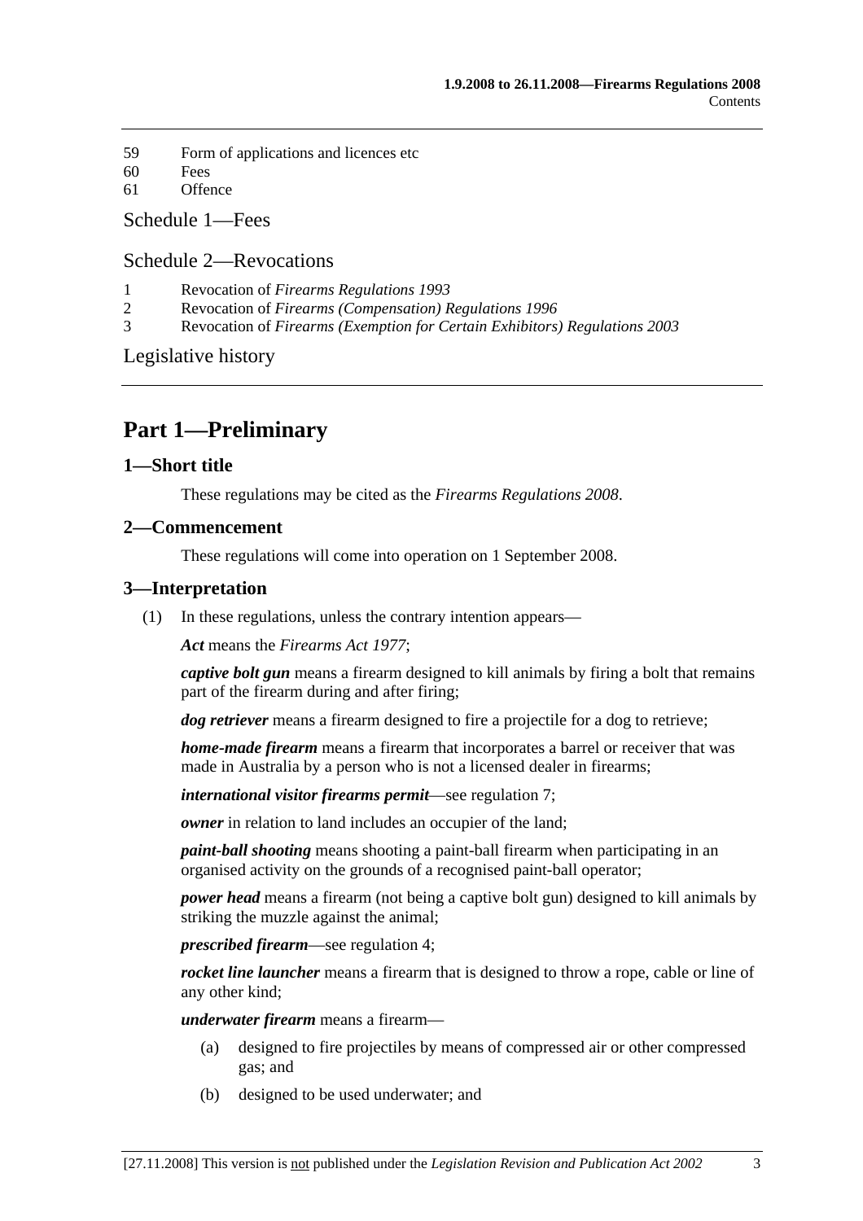59 Form of applications and licences etc
60 Fees
61 Offence

Schedule 1—Fees

Schedule 2—Revocations

1 Revocation of *Firearms Regulations 1993*
2 Revocation of *Firearms (Compensation) Regulations 1996*
3 Revocation of *Firearms (Exemption for Certain Exhibitors) Regulations 2003*

Legislative history

# Part 1—Preliminary

## 1—Short title

These regulations may be cited as the *Firearms Regulations 2008*.

## 2—Commencement

These regulations will come into operation on 1 September 2008.

## 3—Interpretation

(1) In these regulations, unless the contrary intention appears—

***Act*** means the *Firearms Act 1977*;

***captive bolt gun*** means a firearm designed to kill animals by firing a bolt that remains part of the firearm during and after firing;

***dog retriever*** means a firearm designed to fire a projectile for a dog to retrieve;

***home-made firearm*** means a firearm that incorporates a barrel or receiver that was made in Australia by a person who is not a licensed dealer in firearms;

***international visitor firearms permit***—see regulation 7;

***owner*** in relation to land includes an occupier of the land;

***paint-ball shooting*** means shooting a paint-ball firearm when participating in an organised activity on the grounds of a recognised paint-ball operator;

***power head*** means a firearm (not being a captive bolt gun) designed to kill animals by striking the muzzle against the animal;

***prescribed firearm***—see regulation 4;

***rocket line launcher*** means a firearm that is designed to throw a rope, cable or line of any other kind;

***underwater firearm*** means a firearm—

(a) designed to fire projectiles by means of compressed air or other compressed gas; and

(b) designed to be used underwater; and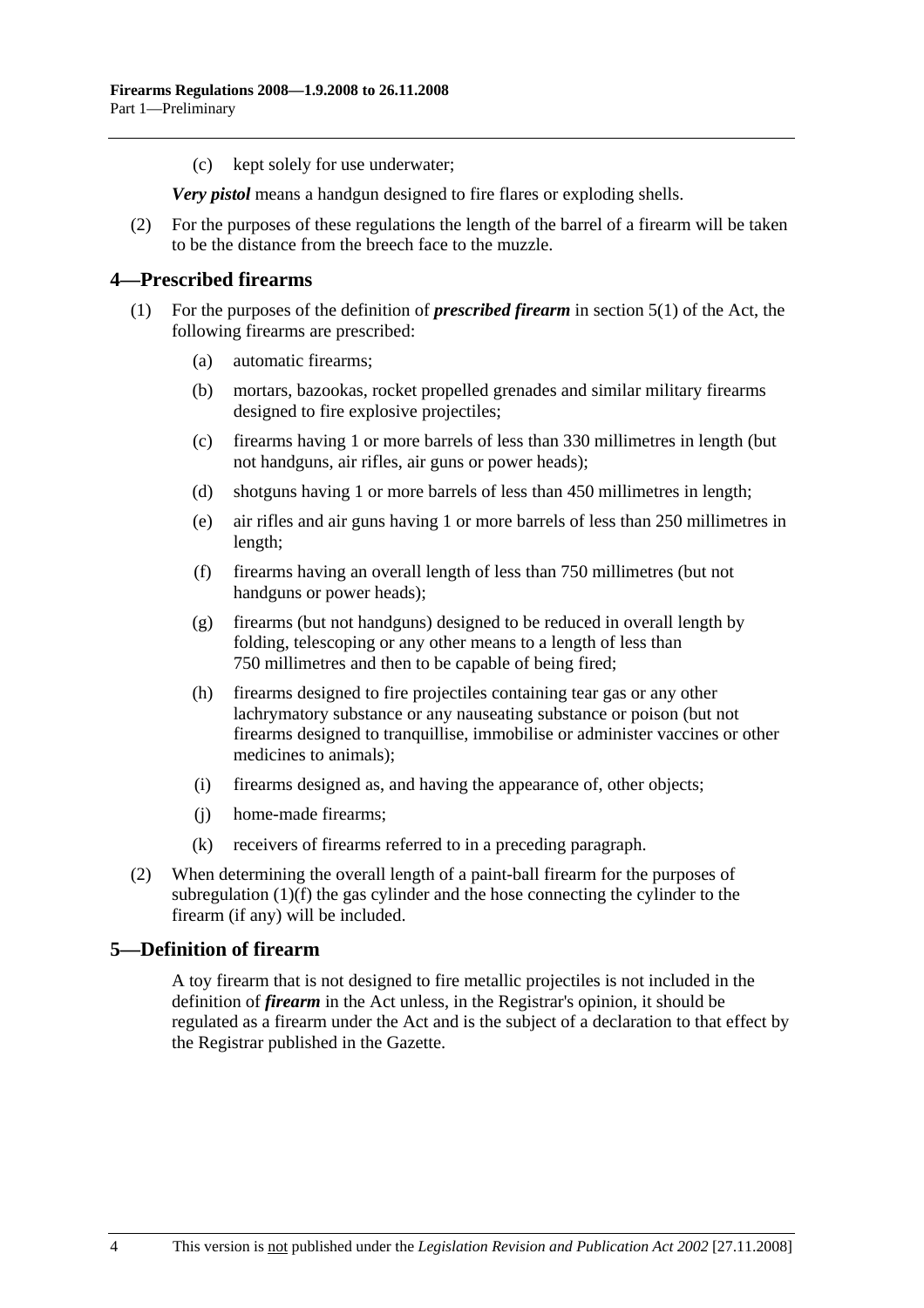(c) kept solely for use underwater;

***Very pistol*** means a handgun designed to fire flares or exploding shells.

(2) For the purposes of these regulations the length of the barrel of a firearm will be taken to be the distance from the breech face to the muzzle.

## 4—Prescribed firearms

(1) For the purposes of the definition of ***prescribed firearm*** in section 5(1) of the Act, the following firearms are prescribed:

(a) automatic firearms;

(b) mortars, bazookas, rocket propelled grenades and similar military firearms designed to fire explosive projectiles;

(c) firearms having 1 or more barrels of less than 330 millimetres in length (but not handguns, air rifles, air guns or power heads);

(d) shotguns having 1 or more barrels of less than 450 millimetres in length;

(e) air rifles and air guns having 1 or more barrels of less than 250 millimetres in length;

(f) firearms having an overall length of less than 750 millimetres (but not handguns or power heads);

(g) firearms (but not handguns) designed to be reduced in overall length by folding, telescoping or any other means to a length of less than 750 millimetres and then to be capable of being fired;

(h) firearms designed to fire projectiles containing tear gas or any other lachrymatory substance or any nauseating substance or poison (but not firearms designed to tranquillise, immobilise or administer vaccines or other medicines to animals);

(i) firearms designed as, and having the appearance of, other objects;

(j) home-made firearms;

(k) receivers of firearms referred to in a preceding paragraph.

(2) When determining the overall length of a paint-ball firearm for the purposes of subregulation (1)(f) the gas cylinder and the hose connecting the cylinder to the firearm (if any) will be included.

## 5—Definition of firearm

A toy firearm that is not designed to fire metallic projectiles is not included in the definition of ***firearm*** in the Act unless, in the Registrar's opinion, it should be regulated as a firearm under the Act and is the subject of a declaration to that effect by the Registrar published in the Gazette.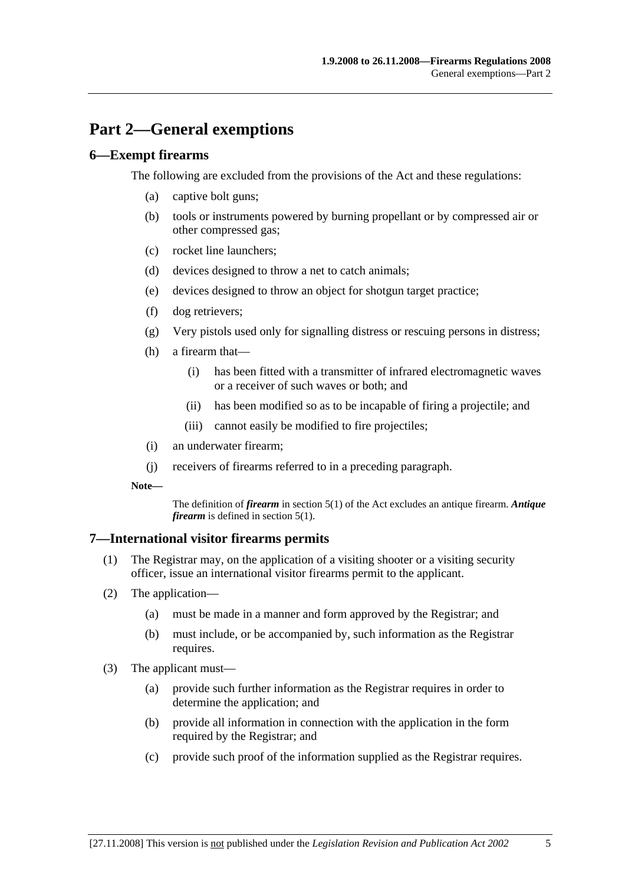# Part 2—General exemptions

## 6—Exempt firearms

The following are excluded from the provisions of the Act and these regulations:

(a) captive bolt guns;

(b) tools or instruments powered by burning propellant or by compressed air or other compressed gas;

(c) rocket line launchers;

(d) devices designed to throw a net to catch animals;

(e) devices designed to throw an object for shotgun target practice;

(f) dog retrievers;

(g) Very pistols used only for signalling distress or rescuing persons in distress;

(h) a firearm that—

(i) has been fitted with a transmitter of infrared electromagnetic waves or a receiver of such waves or both; and

(ii) has been modified so as to be incapable of firing a projectile; and

(iii) cannot easily be modified to fire projectiles;

(i) an underwater firearm;

(j) receivers of firearms referred to in a preceding paragraph.

**Note—**

The definition of ***firearm*** in section 5(1) of the Act excludes an antique firearm. ***Antique firearm*** is defined in section 5(1).

## 7—International visitor firearms permits

(1) The Registrar may, on the application of a visiting shooter or a visiting security officer, issue an international visitor firearms permit to the applicant.

(2) The application—

(a) must be made in a manner and form approved by the Registrar; and

(b) must include, or be accompanied by, such information as the Registrar requires.

(3) The applicant must—

(a) provide such further information as the Registrar requires in order to determine the application; and

(b) provide all information in connection with the application in the form required by the Registrar; and

(c) provide such proof of the information supplied as the Registrar requires.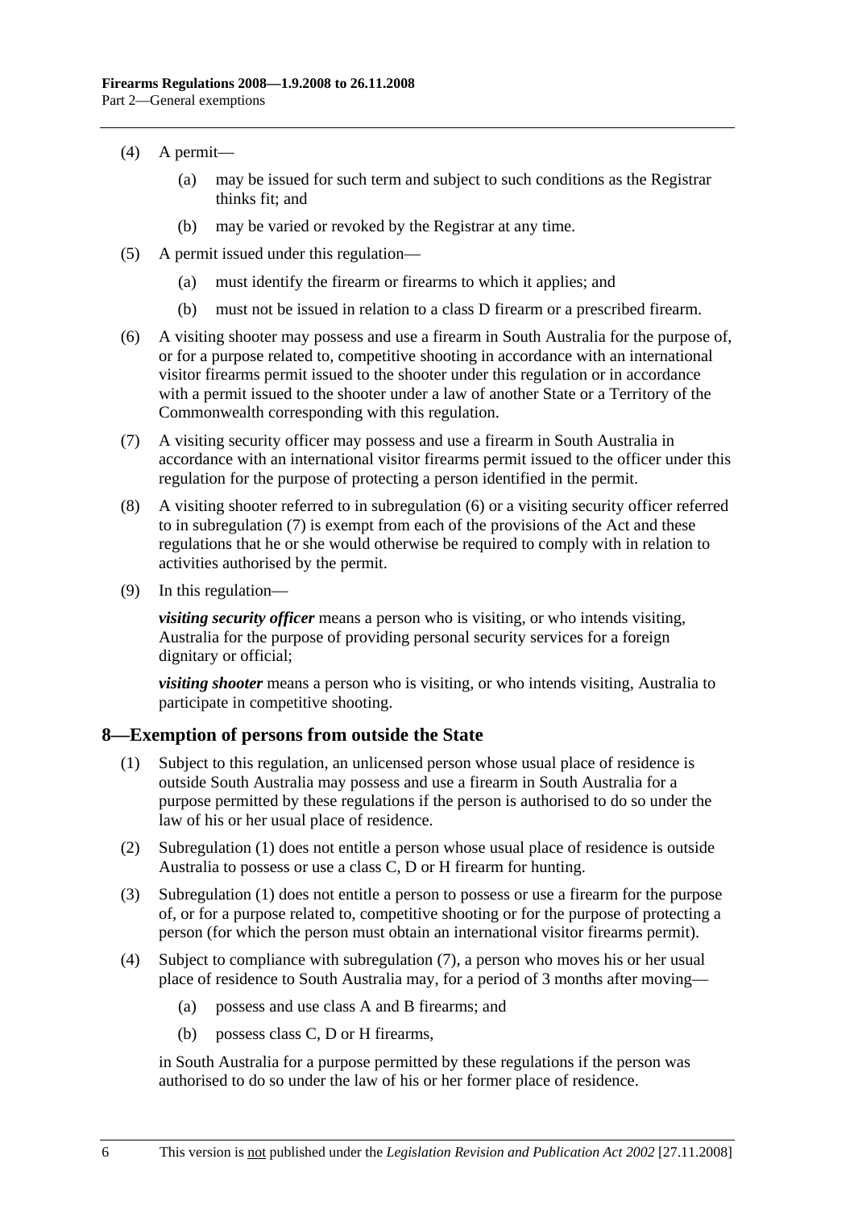(4) A permit—

(a) may be issued for such term and subject to such conditions as the Registrar thinks fit; and

(b) may be varied or revoked by the Registrar at any time.

(5) A permit issued under this regulation—

(a) must identify the firearm or firearms to which it applies; and

(b) must not be issued in relation to a class D firearm or a prescribed firearm.

(6) A visiting shooter may possess and use a firearm in South Australia for the purpose of, or for a purpose related to, competitive shooting in accordance with an international visitor firearms permit issued to the shooter under this regulation or in accordance with a permit issued to the shooter under a law of another State or a Territory of the Commonwealth corresponding with this regulation.

(7) A visiting security officer may possess and use a firearm in South Australia in accordance with an international visitor firearms permit issued to the officer under this regulation for the purpose of protecting a person identified in the permit.

(8) A visiting shooter referred to in subregulation (6) or a visiting security officer referred to in subregulation (7) is exempt from each of the provisions of the Act and these regulations that he or she would otherwise be required to comply with in relation to activities authorised by the permit.

(9) In this regulation—

***visiting security officer*** means a person who is visiting, or who intends visiting, Australia for the purpose of providing personal security services for a foreign dignitary or official;

***visiting shooter*** means a person who is visiting, or who intends visiting, Australia to participate in competitive shooting.

## 8—Exemption of persons from outside the State

(1) Subject to this regulation, an unlicensed person whose usual place of residence is outside South Australia may possess and use a firearm in South Australia for a purpose permitted by these regulations if the person is authorised to do so under the law of his or her usual place of residence.

(2) Subregulation (1) does not entitle a person whose usual place of residence is outside Australia to possess or use a class C, D or H firearm for hunting.

(3) Subregulation (1) does not entitle a person to possess or use a firearm for the purpose of, or for a purpose related to, competitive shooting or for the purpose of protecting a person (for which the person must obtain an international visitor firearms permit).

(4) Subject to compliance with subregulation (7), a person who moves his or her usual place of residence to South Australia may, for a period of 3 months after moving—

(a) possess and use class A and B firearms; and

(b) possess class C, D or H firearms,

in South Australia for a purpose permitted by these regulations if the person was authorised to do so under the law of his or her former place of residence.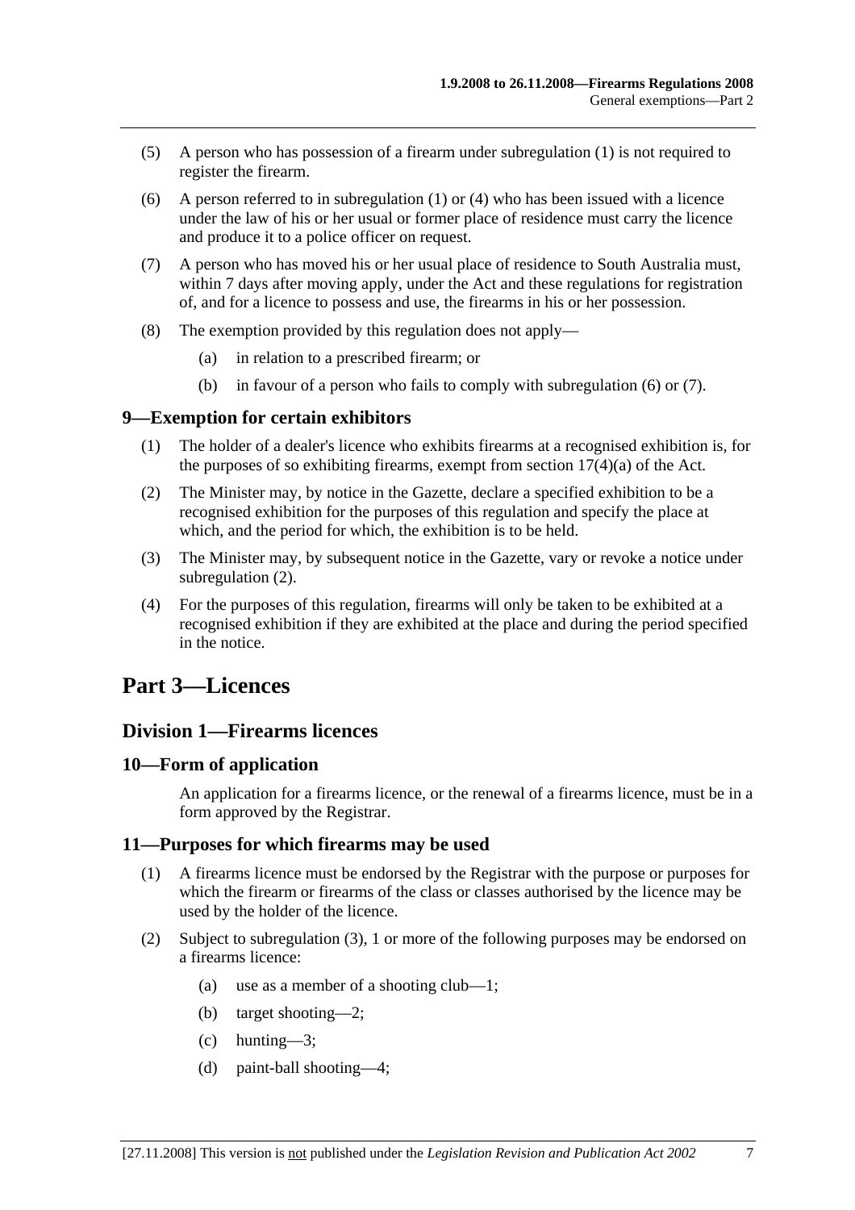(5) A person who has possession of a firearm under subregulation (1) is not required to register the firearm.

(6) A person referred to in subregulation (1) or (4) who has been issued with a licence under the law of his or her usual or former place of residence must carry the licence and produce it to a police officer on request.

(7) A person who has moved his or her usual place of residence to South Australia must, within 7 days after moving apply, under the Act and these regulations for registration of, and for a licence to possess and use, the firearms in his or her possession.

(8) The exemption provided by this regulation does not apply—

(a) in relation to a prescribed firearm; or

(b) in favour of a person who fails to comply with subregulation (6) or (7).

### 9—Exemption for certain exhibitors

(1) The holder of a dealer's licence who exhibits firearms at a recognised exhibition is, for the purposes of so exhibiting firearms, exempt from section 17(4)(a) of the Act.

(2) The Minister may, by notice in the Gazette, declare a specified exhibition to be a recognised exhibition for the purposes of this regulation and specify the place at which, and the period for which, the exhibition is to be held.

(3) The Minister may, by subsequent notice in the Gazette, vary or revoke a notice under subregulation (2).

(4) For the purposes of this regulation, firearms will only be taken to be exhibited at a recognised exhibition if they are exhibited at the place and during the period specified in the notice.

# Part 3—Licences

## Division 1—Firearms licences

### 10—Form of application

An application for a firearms licence, or the renewal of a firearms licence, must be in a form approved by the Registrar.

### 11—Purposes for which firearms may be used

(1) A firearms licence must be endorsed by the Registrar with the purpose or purposes for which the firearm or firearms of the class or classes authorised by the licence may be used by the holder of the licence.

(2) Subject to subregulation (3), 1 or more of the following purposes may be endorsed on a firearms licence:

(a) use as a member of a shooting club—1;

(b) target shooting—2;

(c) hunting—3;

(d) paint-ball shooting—4;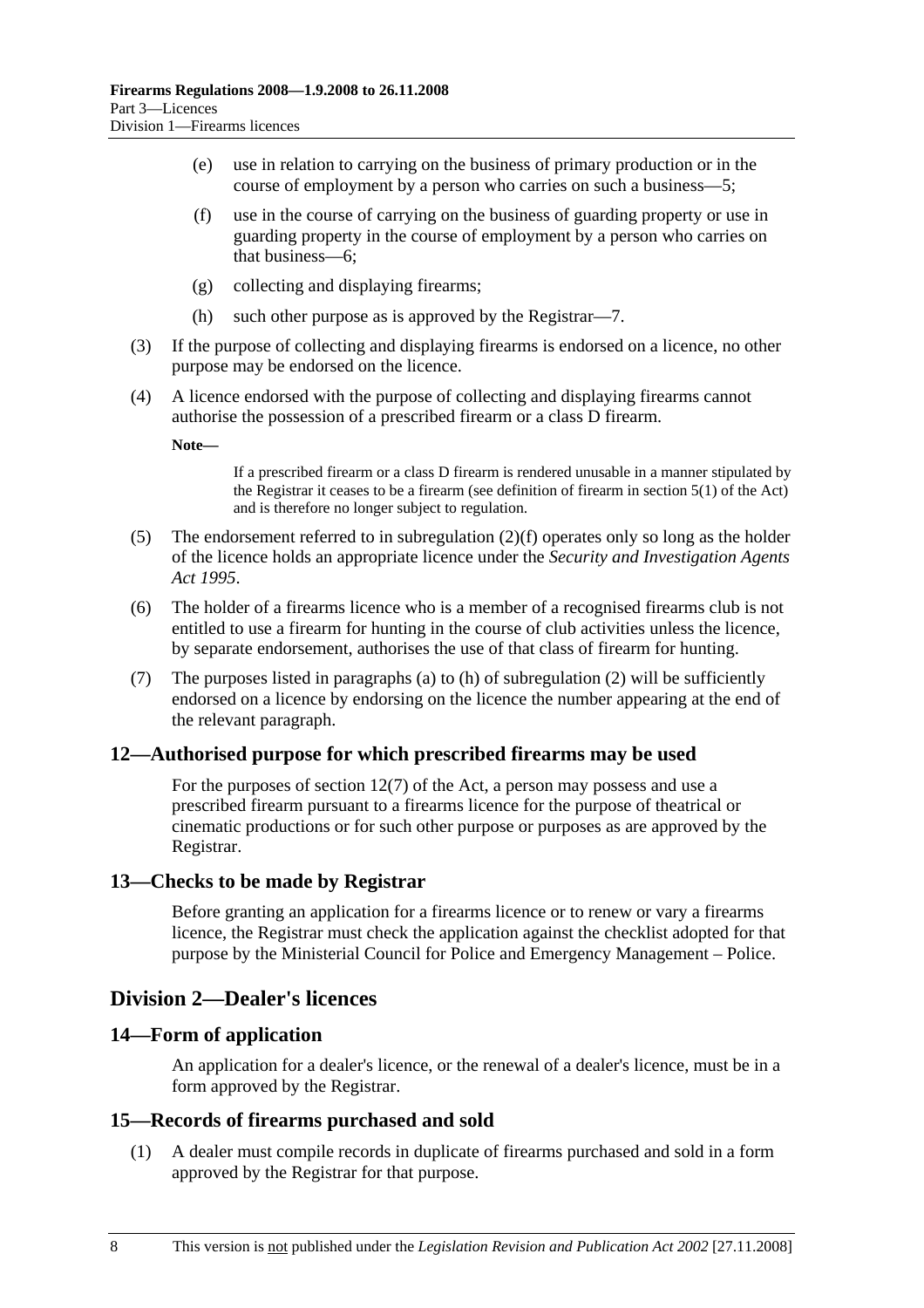(e) use in relation to carrying on the business of primary production or in the course of employment by a person who carries on such a business—5;

(f) use in the course of carrying on the business of guarding property or use in guarding property in the course of employment by a person who carries on that business—6;

(g) collecting and displaying firearms;

(h) such other purpose as is approved by the Registrar—7.

(3) If the purpose of collecting and displaying firearms is endorsed on a licence, no other purpose may be endorsed on the licence.

(4) A licence endorsed with the purpose of collecting and displaying firearms cannot authorise the possession of a prescribed firearm or a class D firearm.

**Note—**

If a prescribed firearm or a class D firearm is rendered unusable in a manner stipulated by the Registrar it ceases to be a firearm (see definition of firearm in section 5(1) of the Act) and is therefore no longer subject to regulation.

(5) The endorsement referred to in subregulation (2)(f) operates only so long as the holder of the licence holds an appropriate licence under the *Security and Investigation Agents Act 1995*.

(6) The holder of a firearms licence who is a member of a recognised firearms club is not entitled to use a firearm for hunting in the course of club activities unless the licence, by separate endorsement, authorises the use of that class of firearm for hunting.

(7) The purposes listed in paragraphs (a) to (h) of subregulation (2) will be sufficiently endorsed on a licence by endorsing on the licence the number appearing at the end of the relevant paragraph.

### 12—Authorised purpose for which prescribed firearms may be used

For the purposes of section 12(7) of the Act, a person may possess and use a prescribed firearm pursuant to a firearms licence for the purpose of theatrical or cinematic productions or for such other purpose or purposes as are approved by the Registrar.

### 13—Checks to be made by Registrar

Before granting an application for a firearms licence or to renew or vary a firearms licence, the Registrar must check the application against the checklist adopted for that purpose by the Ministerial Council for Police and Emergency Management – Police.

## Division 2—Dealer's licences

### 14—Form of application

An application for a dealer's licence, or the renewal of a dealer's licence, must be in a form approved by the Registrar.

### 15—Records of firearms purchased and sold

(1) A dealer must compile records in duplicate of firearms purchased and sold in a form approved by the Registrar for that purpose.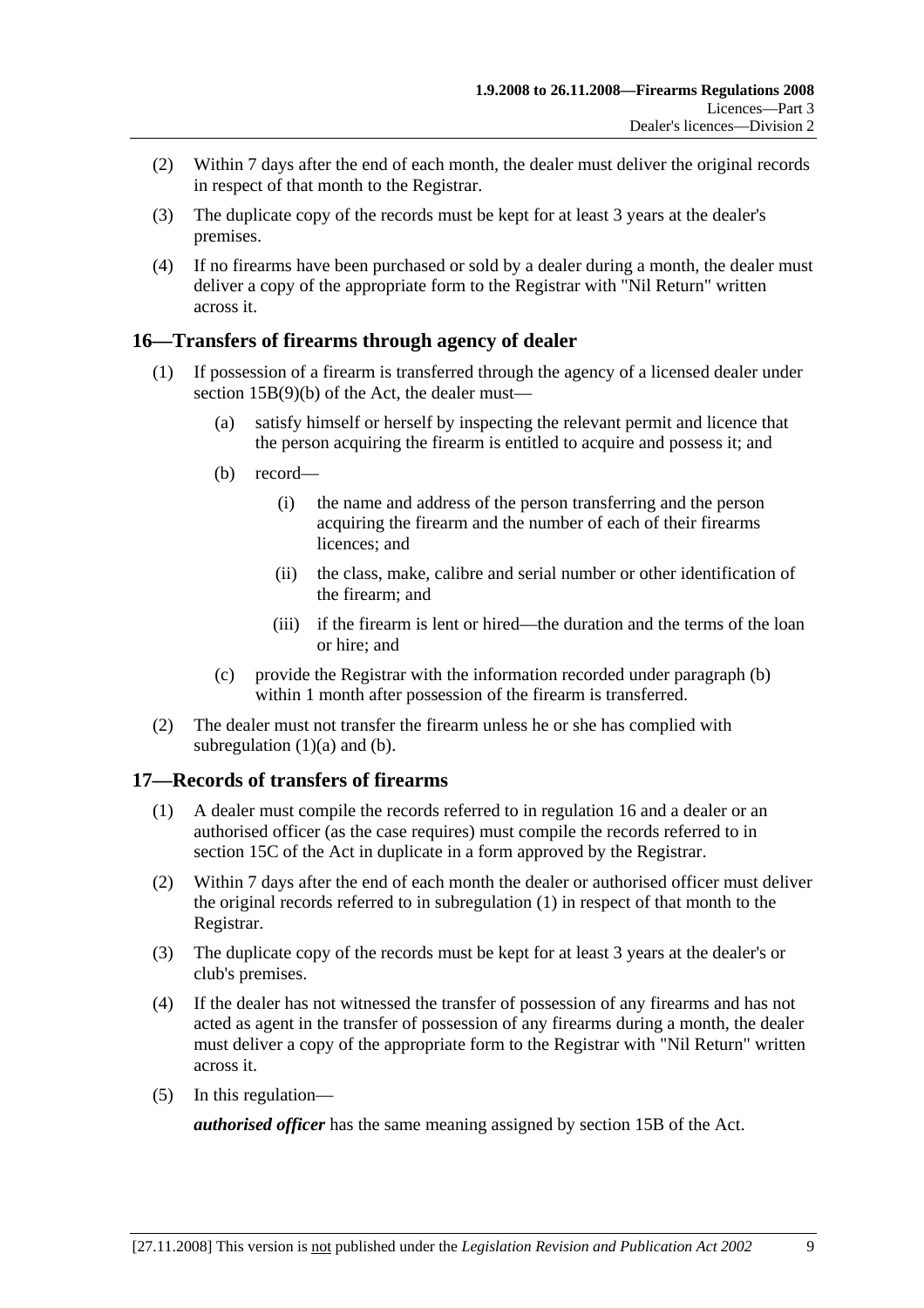(2) Within 7 days after the end of each month, the dealer must deliver the original records in respect of that month to the Registrar.

(3) The duplicate copy of the records must be kept for at least 3 years at the dealer's premises.

(4) If no firearms have been purchased or sold by a dealer during a month, the dealer must deliver a copy of the appropriate form to the Registrar with "Nil Return" written across it.

## 16—Transfers of firearms through agency of dealer

(1) If possession of a firearm is transferred through the agency of a licensed dealer under section 15B(9)(b) of the Act, the dealer must—

(a) satisfy himself or herself by inspecting the relevant permit and licence that the person acquiring the firearm is entitled to acquire and possess it; and

(b) record—

(i) the name and address of the person transferring and the person acquiring the firearm and the number of each of their firearms licences; and

(ii) the class, make, calibre and serial number or other identification of the firearm; and

(iii) if the firearm is lent or hired—the duration and the terms of the loan or hire; and

(c) provide the Registrar with the information recorded under paragraph (b) within 1 month after possession of the firearm is transferred.

(2) The dealer must not transfer the firearm unless he or she has complied with subregulation (1)(a) and (b).

## 17—Records of transfers of firearms

(1) A dealer must compile the records referred to in regulation 16 and a dealer or an authorised officer (as the case requires) must compile the records referred to in section 15C of the Act in duplicate in a form approved by the Registrar.

(2) Within 7 days after the end of each month the dealer or authorised officer must deliver the original records referred to in subregulation (1) in respect of that month to the Registrar.

(3) The duplicate copy of the records must be kept for at least 3 years at the dealer's or club's premises.

(4) If the dealer has not witnessed the transfer of possession of any firearms and has not acted as agent in the transfer of possession of any firearms during a month, the dealer must deliver a copy of the appropriate form to the Registrar with "Nil Return" written across it.

(5) In this regulation—

***authorised officer*** has the same meaning assigned by section 15B of the Act.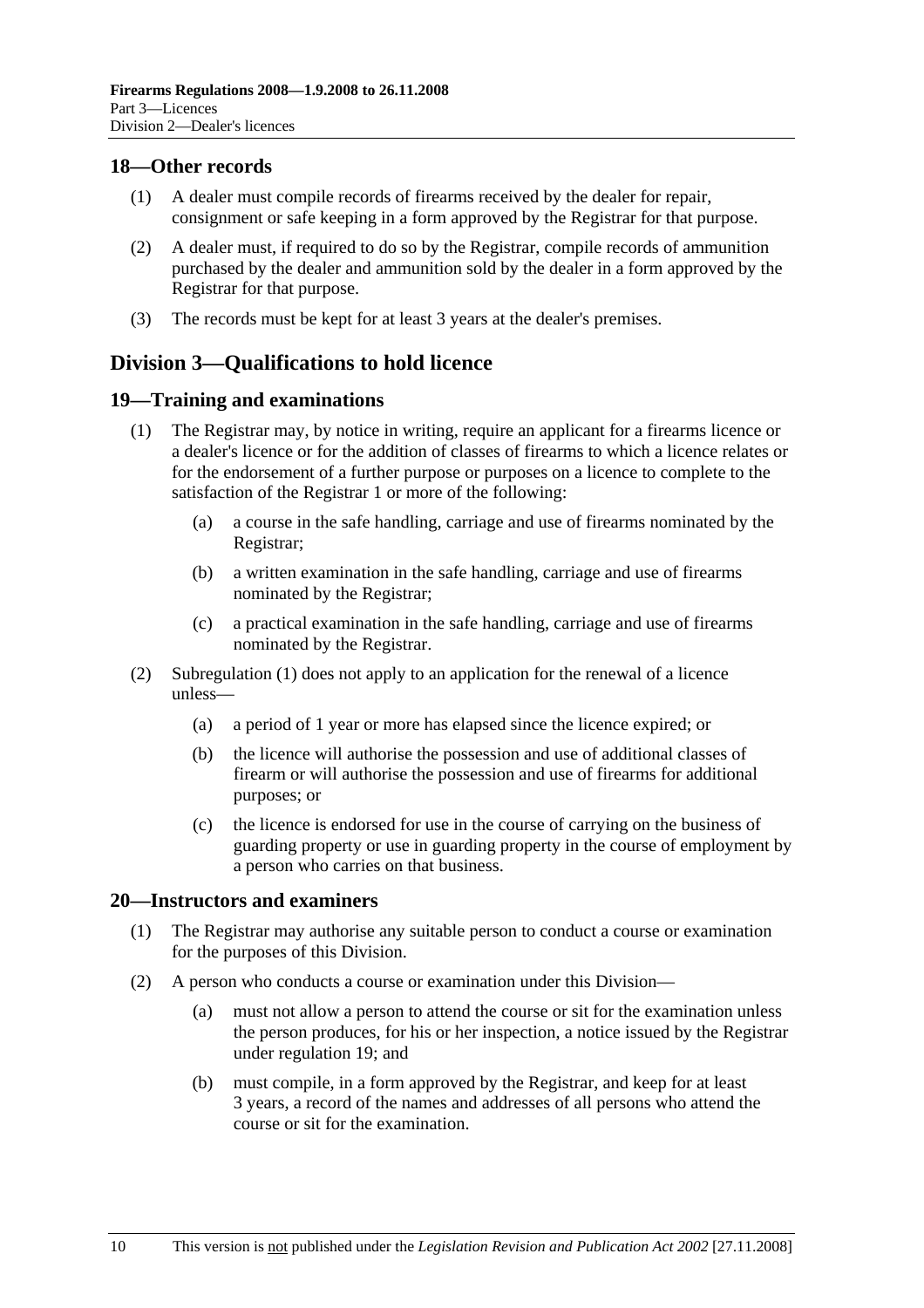## 18—Other records

(1) A dealer must compile records of firearms received by the dealer for repair, consignment or safe keeping in a form approved by the Registrar for that purpose.

(2) A dealer must, if required to do so by the Registrar, compile records of ammunition purchased by the dealer and ammunition sold by the dealer in a form approved by the Registrar for that purpose.

(3) The records must be kept for at least 3 years at the dealer's premises.

# Division 3—Qualifications to hold licence

## 19—Training and examinations

(1) The Registrar may, by notice in writing, require an applicant for a firearms licence or a dealer's licence or for the addition of classes of firearms to which a licence relates or for the endorsement of a further purpose or purposes on a licence to complete to the satisfaction of the Registrar 1 or more of the following:

- (a) a course in the safe handling, carriage and use of firearms nominated by the Registrar;
- (b) a written examination in the safe handling, carriage and use of firearms nominated by the Registrar;
- (c) a practical examination in the safe handling, carriage and use of firearms nominated by the Registrar.

(2) Subregulation (1) does not apply to an application for the renewal of a licence unless—

- (a) a period of 1 year or more has elapsed since the licence expired; or
- (b) the licence will authorise the possession and use of additional classes of firearm or will authorise the possession and use of firearms for additional purposes; or
- (c) the licence is endorsed for use in the course of carrying on the business of guarding property or use in guarding property in the course of employment by a person who carries on that business.

## 20—Instructors and examiners

(1) The Registrar may authorise any suitable person to conduct a course or examination for the purposes of this Division.

(2) A person who conducts a course or examination under this Division—

- (a) must not allow a person to attend the course or sit for the examination unless the person produces, for his or her inspection, a notice issued by the Registrar under regulation 19; and
- (b) must compile, in a form approved by the Registrar, and keep for at least 3 years, a record of the names and addresses of all persons who attend the course or sit for the examination.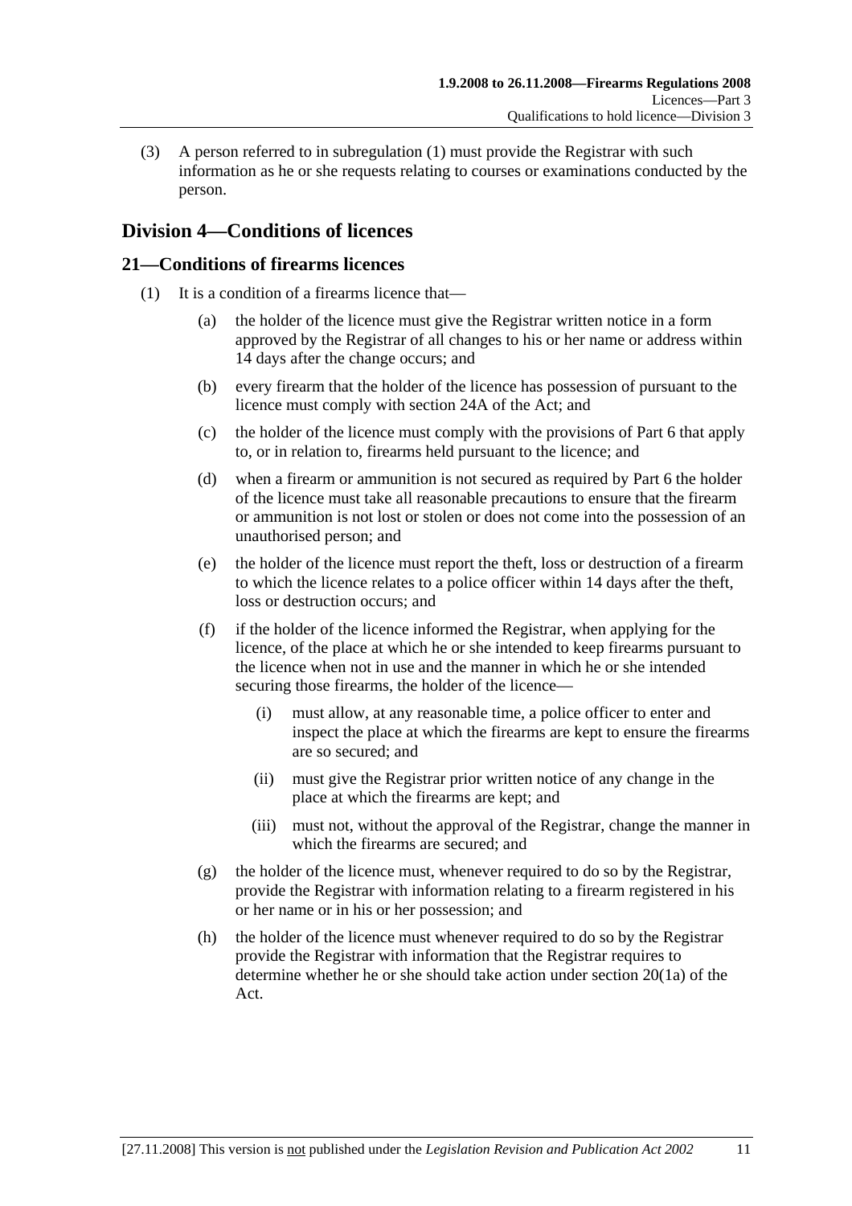(3) A person referred to in subregulation (1) must provide the Registrar with such information as he or she requests relating to courses or examinations conducted by the person.

## Division 4—Conditions of licences

### 21—Conditions of firearms licences

(1) It is a condition of a firearms licence that—

(a) the holder of the licence must give the Registrar written notice in a form approved by the Registrar of all changes to his or her name or address within 14 days after the change occurs; and

(b) every firearm that the holder of the licence has possession of pursuant to the licence must comply with section 24A of the Act; and

(c) the holder of the licence must comply with the provisions of Part 6 that apply to, or in relation to, firearms held pursuant to the licence; and

(d) when a firearm or ammunition is not secured as required by Part 6 the holder of the licence must take all reasonable precautions to ensure that the firearm or ammunition is not lost or stolen or does not come into the possession of an unauthorised person; and

(e) the holder of the licence must report the theft, loss or destruction of a firearm to which the licence relates to a police officer within 14 days after the theft, loss or destruction occurs; and

(f) if the holder of the licence informed the Registrar, when applying for the licence, of the place at which he or she intended to keep firearms pursuant to the licence when not in use and the manner in which he or she intended securing those firearms, the holder of the licence—

(i) must allow, at any reasonable time, a police officer to enter and inspect the place at which the firearms are kept to ensure the firearms are so secured; and

(ii) must give the Registrar prior written notice of any change in the place at which the firearms are kept; and

(iii) must not, without the approval of the Registrar, change the manner in which the firearms are secured; and

(g) the holder of the licence must, whenever required to do so by the Registrar, provide the Registrar with information relating to a firearm registered in his or her name or in his or her possession; and

(h) the holder of the licence must whenever required to do so by the Registrar provide the Registrar with information that the Registrar requires to determine whether he or she should take action under section 20(1a) of the Act.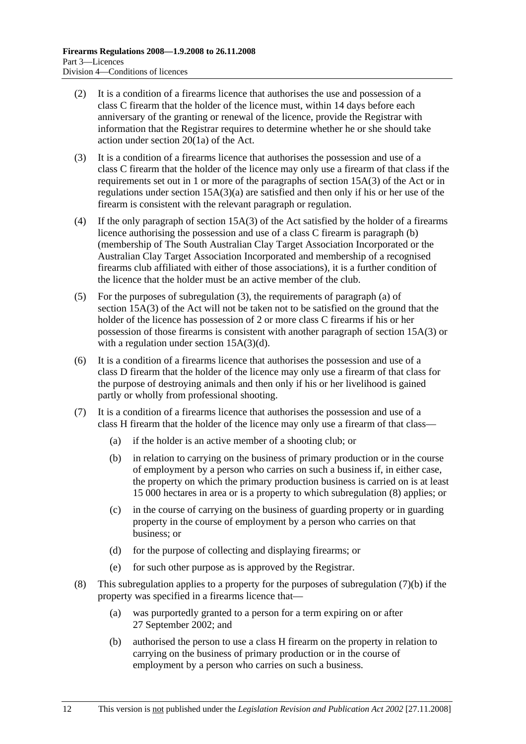(2) It is a condition of a firearms licence that authorises the use and possession of a class C firearm that the holder of the licence must, within 14 days before each anniversary of the granting or renewal of the licence, provide the Registrar with information that the Registrar requires to determine whether he or she should take action under section 20(1a) of the Act.

(3) It is a condition of a firearms licence that authorises the possession and use of a class C firearm that the holder of the licence may only use a firearm of that class if the requirements set out in 1 or more of the paragraphs of section 15A(3) of the Act or in regulations under section 15A(3)(a) are satisfied and then only if his or her use of the firearm is consistent with the relevant paragraph or regulation.

(4) If the only paragraph of section 15A(3) of the Act satisfied by the holder of a firearms licence authorising the possession and use of a class C firearm is paragraph (b) (membership of The South Australian Clay Target Association Incorporated or the Australian Clay Target Association Incorporated and membership of a recognised firearms club affiliated with either of those associations), it is a further condition of the licence that the holder must be an active member of the club.

(5) For the purposes of subregulation (3), the requirements of paragraph (a) of section 15A(3) of the Act will not be taken not to be satisfied on the ground that the holder of the licence has possession of 2 or more class C firearms if his or her possession of those firearms is consistent with another paragraph of section 15A(3) or with a regulation under section 15A(3)(d).

(6) It is a condition of a firearms licence that authorises the possession and use of a class D firearm that the holder of the licence may only use a firearm of that class for the purpose of destroying animals and then only if his or her livelihood is gained partly or wholly from professional shooting.

(7) It is a condition of a firearms licence that authorises the possession and use of a class H firearm that the holder of the licence may only use a firearm of that class—

 (a) if the holder is an active member of a shooting club; or

 (b) in relation to carrying on the business of primary production or in the course of employment by a person who carries on such a business if, in either case, the property on which the primary production business is carried on is at least 15 000 hectares in area or is a property to which subregulation (8) applies; or

 (c) in the course of carrying on the business of guarding property or in guarding property in the course of employment by a person who carries on that business; or

 (d) for the purpose of collecting and displaying firearms; or

 (e) for such other purpose as is approved by the Registrar.

(8) This subregulation applies to a property for the purposes of subregulation (7)(b) if the property was specified in a firearms licence that—

 (a) was purportedly granted to a person for a term expiring on or after 27 September 2002; and

 (b) authorised the person to use a class H firearm on the property in relation to carrying on the business of primary production or in the course of employment by a person who carries on such a business.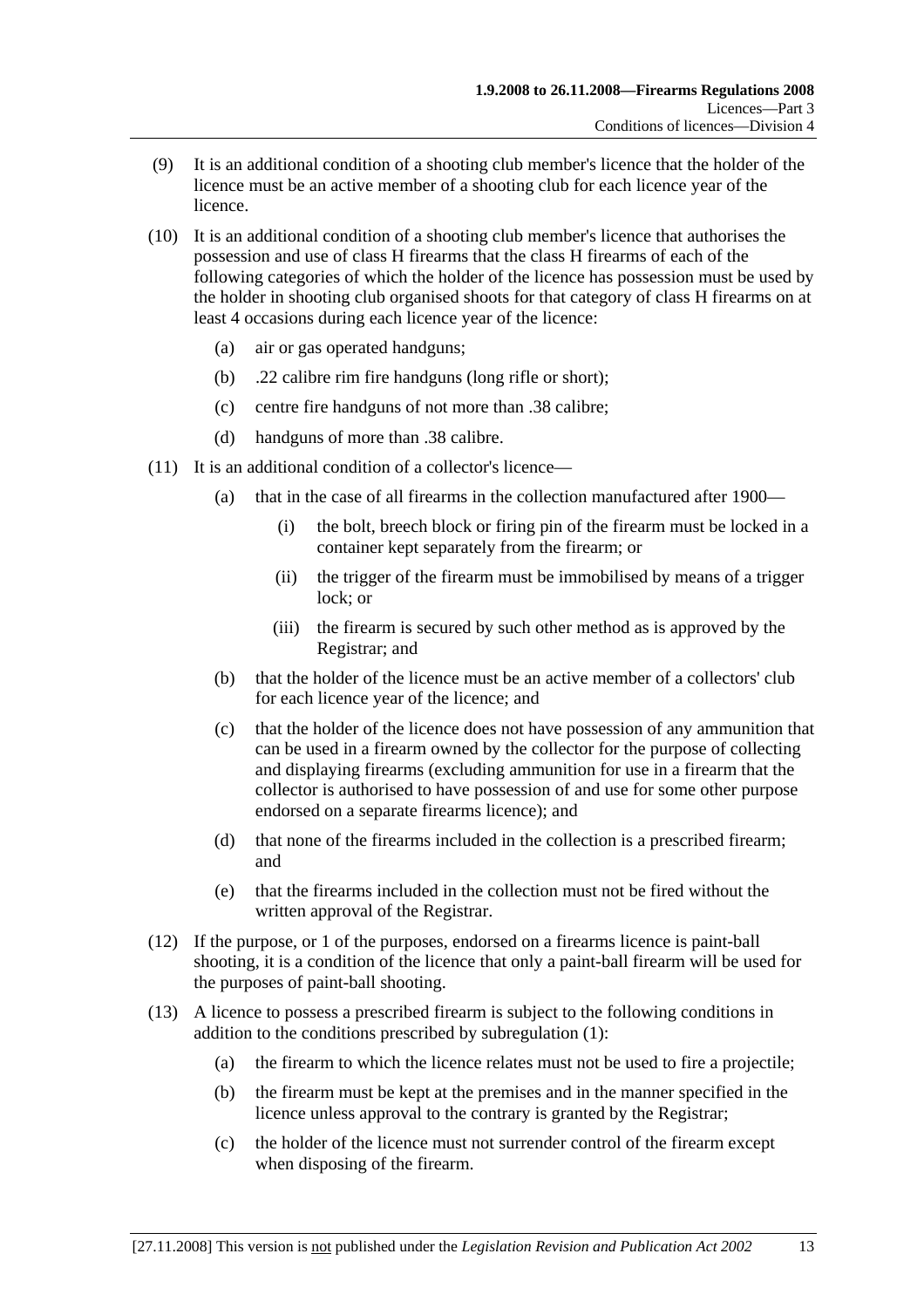(9) It is an additional condition of a shooting club member's licence that the holder of the licence must be an active member of a shooting club for each licence year of the licence.

(10) It is an additional condition of a shooting club member's licence that authorises the possession and use of class H firearms that the class H firearms of each of the following categories of which the holder of the licence has possession must be used by the holder in shooting club organised shoots for that category of class H firearms on at least 4 occasions during each licence year of the licence:

- (a) air or gas operated handguns;
- (b) .22 calibre rim fire handguns (long rifle or short);
- (c) centre fire handguns of not more than .38 calibre;
- (d) handguns of more than .38 calibre.

(11) It is an additional condition of a collector's licence—

- (a) that in the case of all firearms in the collection manufactured after 1900—
    - (i) the bolt, breech block or firing pin of the firearm must be locked in a container kept separately from the firearm; or
    - (ii) the trigger of the firearm must be immobilised by means of a trigger lock; or
    - (iii) the firearm is secured by such other method as is approved by the Registrar; and
- (b) that the holder of the licence must be an active member of a collectors' club for each licence year of the licence; and
- (c) that the holder of the licence does not have possession of any ammunition that can be used in a firearm owned by the collector for the purpose of collecting and displaying firearms (excluding ammunition for use in a firearm that the collector is authorised to have possession of and use for some other purpose endorsed on a separate firearms licence); and
- (d) that none of the firearms included in the collection is a prescribed firearm; and
- (e) that the firearms included in the collection must not be fired without the written approval of the Registrar.

(12) If the purpose, or 1 of the purposes, endorsed on a firearms licence is paint-ball shooting, it is a condition of the licence that only a paint-ball firearm will be used for the purposes of paint-ball shooting.

(13) A licence to possess a prescribed firearm is subject to the following conditions in addition to the conditions prescribed by subregulation (1):

- (a) the firearm to which the licence relates must not be used to fire a projectile;
- (b) the firearm must be kept at the premises and in the manner specified in the licence unless approval to the contrary is granted by the Registrar;
- (c) the holder of the licence must not surrender control of the firearm except when disposing of the firearm.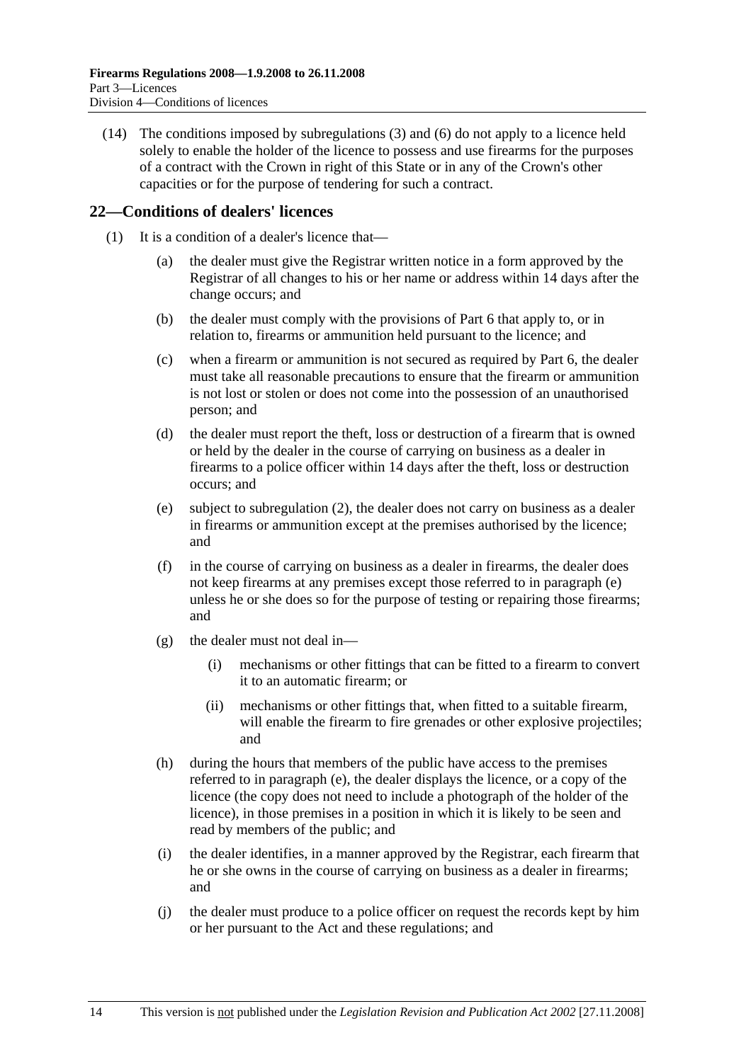(14) The conditions imposed by subregulations (3) and (6) do not apply to a licence held solely to enable the holder of the licence to possess and use firearms for the purposes of a contract with the Crown in right of this State or in any of the Crown's other capacities or for the purpose of tendering for such a contract.

## 22—Conditions of dealers' licences

(1) It is a condition of a dealer's licence that—

- (a) the dealer must give the Registrar written notice in a form approved by the Registrar of all changes to his or her name or address within 14 days after the change occurs; and
- (b) the dealer must comply with the provisions of Part 6 that apply to, or in relation to, firearms or ammunition held pursuant to the licence; and
- (c) when a firearm or ammunition is not secured as required by Part 6, the dealer must take all reasonable precautions to ensure that the firearm or ammunition is not lost or stolen or does not come into the possession of an unauthorised person; and
- (d) the dealer must report the theft, loss or destruction of a firearm that is owned or held by the dealer in the course of carrying on business as a dealer in firearms to a police officer within 14 days after the theft, loss or destruction occurs; and
- (e) subject to subregulation (2), the dealer does not carry on business as a dealer in firearms or ammunition except at the premises authorised by the licence; and
- (f) in the course of carrying on business as a dealer in firearms, the dealer does not keep firearms at any premises except those referred to in paragraph (e) unless he or she does so for the purpose of testing or repairing those firearms; and
- (g) the dealer must not deal in—
  - (i) mechanisms or other fittings that can be fitted to a firearm to convert it to an automatic firearm; or
  - (ii) mechanisms or other fittings that, when fitted to a suitable firearm, will enable the firearm to fire grenades or other explosive projectiles; and
- (h) during the hours that members of the public have access to the premises referred to in paragraph (e), the dealer displays the licence, or a copy of the licence (the copy does not need to include a photograph of the holder of the licence), in those premises in a position in which it is likely to be seen and read by members of the public; and
- (i) the dealer identifies, in a manner approved by the Registrar, each firearm that he or she owns in the course of carrying on business as a dealer in firearms; and
- (j) the dealer must produce to a police officer on request the records kept by him or her pursuant to the Act and these regulations; and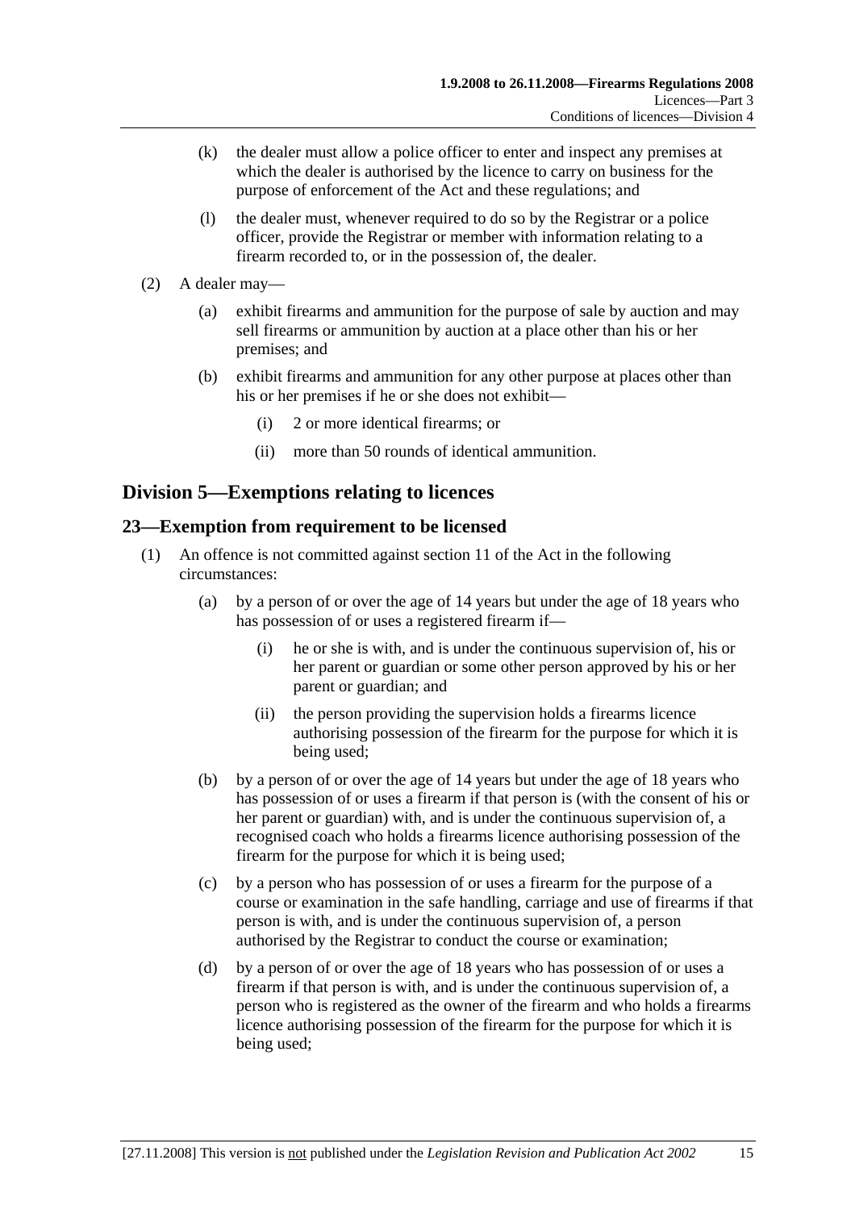(k) the dealer must allow a police officer to enter and inspect any premises at which the dealer is authorised by the licence to carry on business for the purpose of enforcement of the Act and these regulations; and

(l) the dealer must, whenever required to do so by the Registrar or a police officer, provide the Registrar or member with information relating to a firearm recorded to, or in the possession of, the dealer.

(2) A dealer may—

(a) exhibit firearms and ammunition for the purpose of sale by auction and may sell firearms or ammunition by auction at a place other than his or her premises; and

(b) exhibit firearms and ammunition for any other purpose at places other than his or her premises if he or she does not exhibit—

(i) 2 or more identical firearms; or

(ii) more than 50 rounds of identical ammunition.

## Division 5—Exemptions relating to licences

### 23—Exemption from requirement to be licensed

(1) An offence is not committed against section 11 of the Act in the following circumstances:

(a) by a person of or over the age of 14 years but under the age of 18 years who has possession of or uses a registered firearm if—

(i) he or she is with, and is under the continuous supervision of, his or her parent or guardian or some other person approved by his or her parent or guardian; and

(ii) the person providing the supervision holds a firearms licence authorising possession of the firearm for the purpose for which it is being used;

(b) by a person of or over the age of 14 years but under the age of 18 years who has possession of or uses a firearm if that person is (with the consent of his or her parent or guardian) with, and is under the continuous supervision of, a recognised coach who holds a firearms licence authorising possession of the firearm for the purpose for which it is being used;

(c) by a person who has possession of or uses a firearm for the purpose of a course or examination in the safe handling, carriage and use of firearms if that person is with, and is under the continuous supervision of, a person authorised by the Registrar to conduct the course or examination;

(d) by a person of or over the age of 18 years who has possession of or uses a firearm if that person is with, and is under the continuous supervision of, a person who is registered as the owner of the firearm and who holds a firearms licence authorising possession of the firearm for the purpose for which it is being used;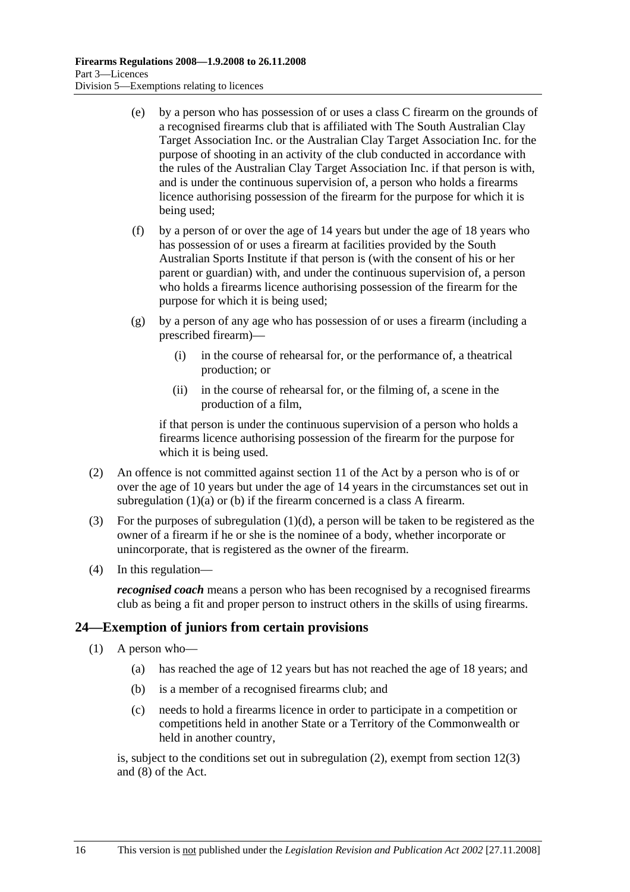(e) by a person who has possession of or uses a class C firearm on the grounds of a recognised firearms club that is affiliated with The South Australian Clay Target Association Inc. or the Australian Clay Target Association Inc. for the purpose of shooting in an activity of the club conducted in accordance with the rules of the Australian Clay Target Association Inc. if that person is with, and is under the continuous supervision of, a person who holds a firearms licence authorising possession of the firearm for the purpose for which it is being used;

(f) by a person of or over the age of 14 years but under the age of 18 years who has possession of or uses a firearm at facilities provided by the South Australian Sports Institute if that person is (with the consent of his or her parent or guardian) with, and under the continuous supervision of, a person who holds a firearms licence authorising possession of the firearm for the purpose for which it is being used;

(g) by a person of any age who has possession of or uses a firearm (including a prescribed firearm)—

(i) in the course of rehearsal for, or the performance of, a theatrical production; or

(ii) in the course of rehearsal for, or the filming of, a scene in the production of a film,

if that person is under the continuous supervision of a person who holds a firearms licence authorising possession of the firearm for the purpose for which it is being used.

(2) An offence is not committed against section 11 of the Act by a person who is of or over the age of 10 years but under the age of 14 years in the circumstances set out in subregulation (1)(a) or (b) if the firearm concerned is a class A firearm.

(3) For the purposes of subregulation (1)(d), a person will be taken to be registered as the owner of a firearm if he or she is the nominee of a body, whether incorporate or unincorporate, that is registered as the owner of the firearm.

(4) In this regulation—

***recognised coach*** means a person who has been recognised by a recognised firearms club as being a fit and proper person to instruct others in the skills of using firearms.

## 24—Exemption of juniors from certain provisions

(1) A person who—

(a) has reached the age of 12 years but has not reached the age of 18 years; and

(b) is a member of a recognised firearms club; and

(c) needs to hold a firearms licence in order to participate in a competition or competitions held in another State or a Territory of the Commonwealth or held in another country,

is, subject to the conditions set out in subregulation (2), exempt from section 12(3) and (8) of the Act.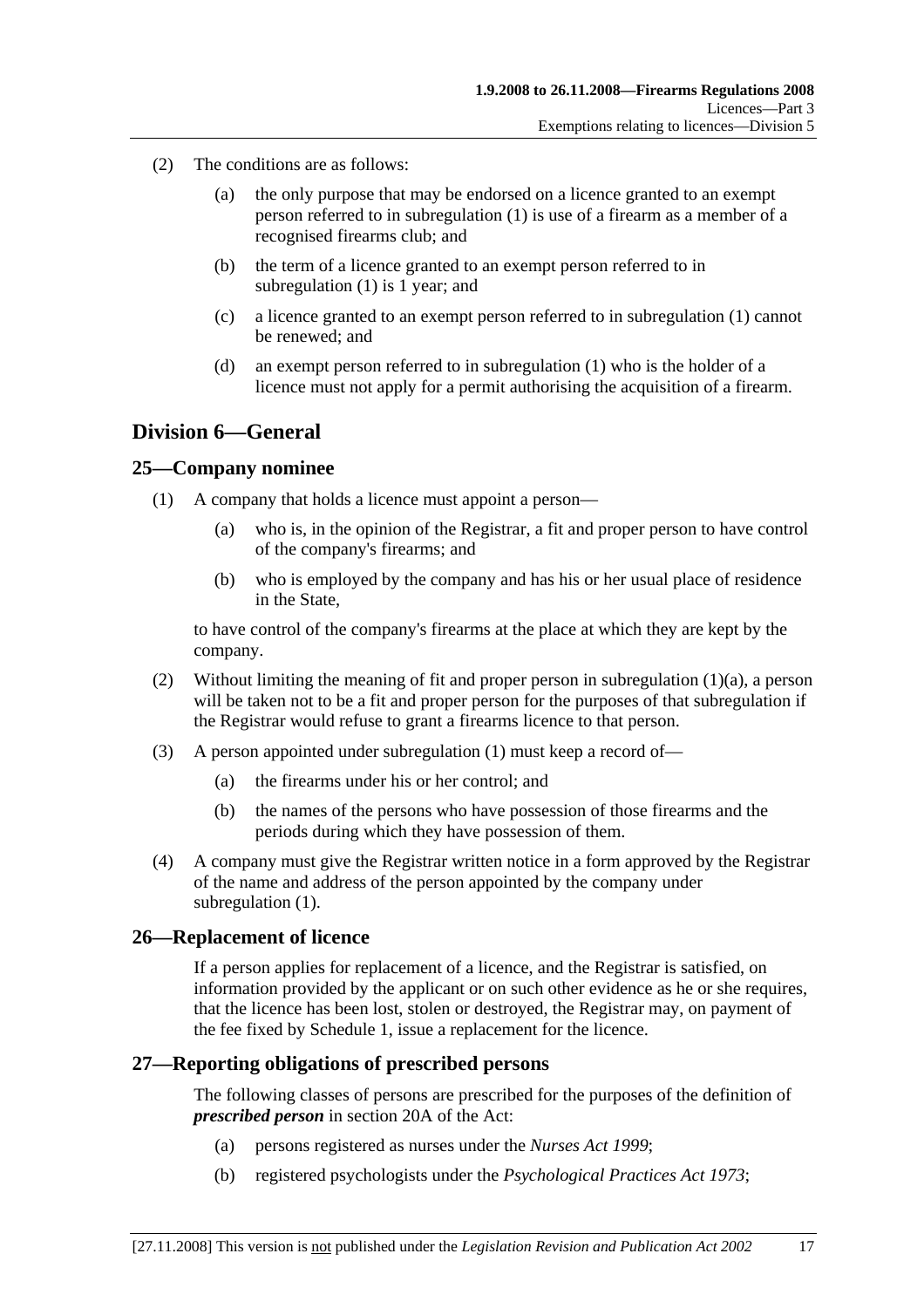(2) The conditions are as follows:

(a) the only purpose that may be endorsed on a licence granted to an exempt person referred to in subregulation (1) is use of a firearm as a member of a recognised firearms club; and

(b) the term of a licence granted to an exempt person referred to in subregulation (1) is 1 year; and

(c) a licence granted to an exempt person referred to in subregulation (1) cannot be renewed; and

(d) an exempt person referred to in subregulation (1) who is the holder of a licence must not apply for a permit authorising the acquisition of a firearm.

## Division 6—General

### 25—Company nominee

(1) A company that holds a licence must appoint a person—

(a) who is, in the opinion of the Registrar, a fit and proper person to have control of the company's firearms; and

(b) who is employed by the company and has his or her usual place of residence in the State,

to have control of the company's firearms at the place at which they are kept by the company.

(2) Without limiting the meaning of fit and proper person in subregulation (1)(a), a person will be taken not to be a fit and proper person for the purposes of that subregulation if the Registrar would refuse to grant a firearms licence to that person.

(3) A person appointed under subregulation (1) must keep a record of—

(a) the firearms under his or her control; and

(b) the names of the persons who have possession of those firearms and the periods during which they have possession of them.

(4) A company must give the Registrar written notice in a form approved by the Registrar of the name and address of the person appointed by the company under subregulation (1).

### 26—Replacement of licence

If a person applies for replacement of a licence, and the Registrar is satisfied, on information provided by the applicant or on such other evidence as he or she requires, that the licence has been lost, stolen or destroyed, the Registrar may, on payment of the fee fixed by Schedule 1, issue a replacement for the licence.

### 27—Reporting obligations of prescribed persons

The following classes of persons are prescribed for the purposes of the definition of ***prescribed person*** in section 20A of the Act:

(a) persons registered as nurses under the *Nurses Act 1999*;

(b) registered psychologists under the *Psychological Practices Act 1973*;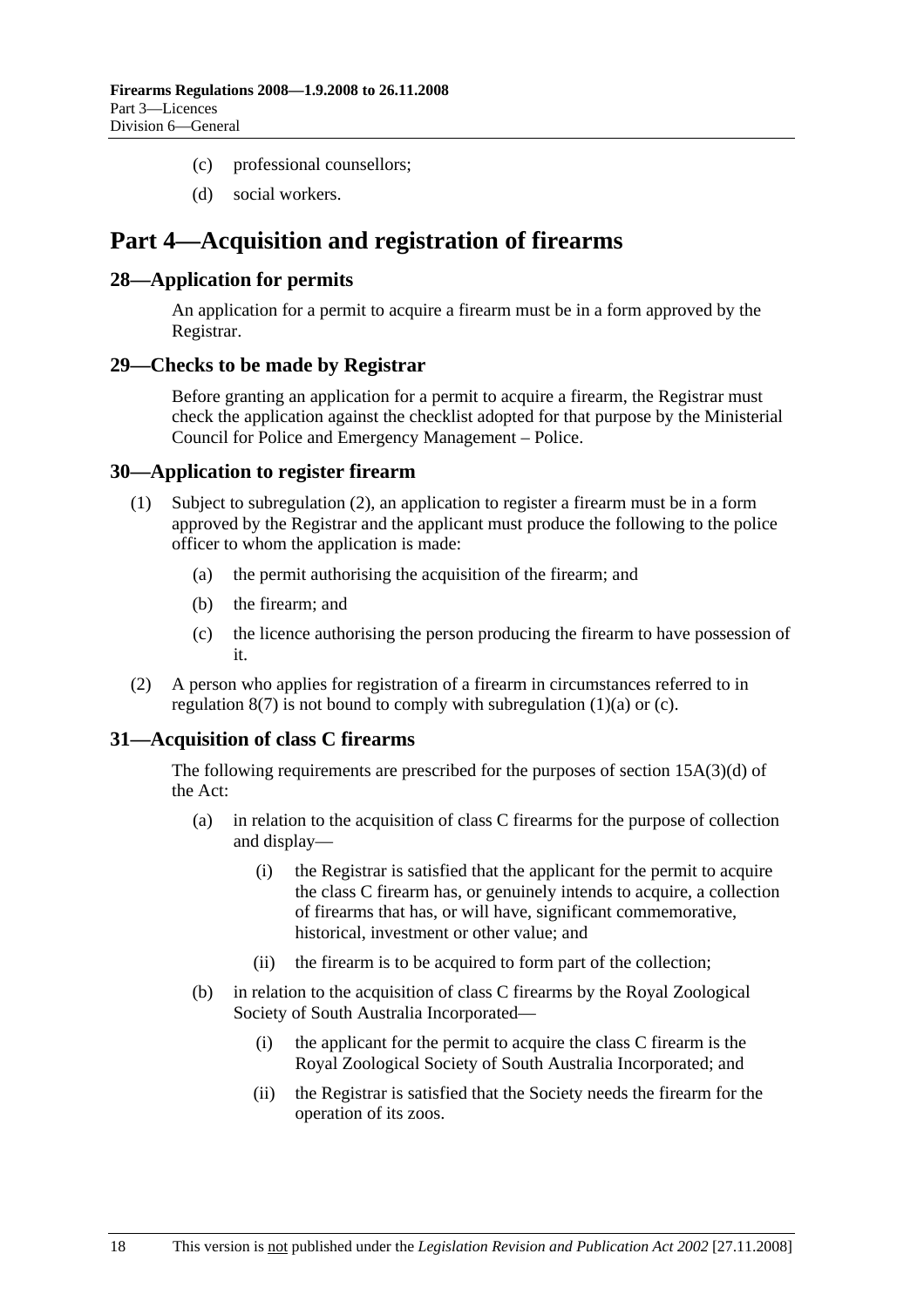(c) professional counsellors;

(d) social workers.

# Part 4—Acquisition and registration of firearms

## 28—Application for permits

An application for a permit to acquire a firearm must be in a form approved by the Registrar.

## 29—Checks to be made by Registrar

Before granting an application for a permit to acquire a firearm, the Registrar must check the application against the checklist adopted for that purpose by the Ministerial Council for Police and Emergency Management – Police.

## 30—Application to register firearm

(1) Subject to subregulation (2), an application to register a firearm must be in a form approved by the Registrar and the applicant must produce the following to the police officer to whom the application is made:

(a) the permit authorising the acquisition of the firearm; and

(b) the firearm; and

(c) the licence authorising the person producing the firearm to have possession of it.

(2) A person who applies for registration of a firearm in circumstances referred to in regulation 8(7) is not bound to comply with subregulation (1)(a) or (c).

## 31—Acquisition of class C firearms

The following requirements are prescribed for the purposes of section 15A(3)(d) of the Act:

(a) in relation to the acquisition of class C firearms for the purpose of collection and display—

(i) the Registrar is satisfied that the applicant for the permit to acquire the class C firearm has, or genuinely intends to acquire, a collection of firearms that has, or will have, significant commemorative, historical, investment or other value; and

(ii) the firearm is to be acquired to form part of the collection;

(b) in relation to the acquisition of class C firearms by the Royal Zoological Society of South Australia Incorporated—

(i) the applicant for the permit to acquire the class C firearm is the Royal Zoological Society of South Australia Incorporated; and

(ii) the Registrar is satisfied that the Society needs the firearm for the operation of its zoos.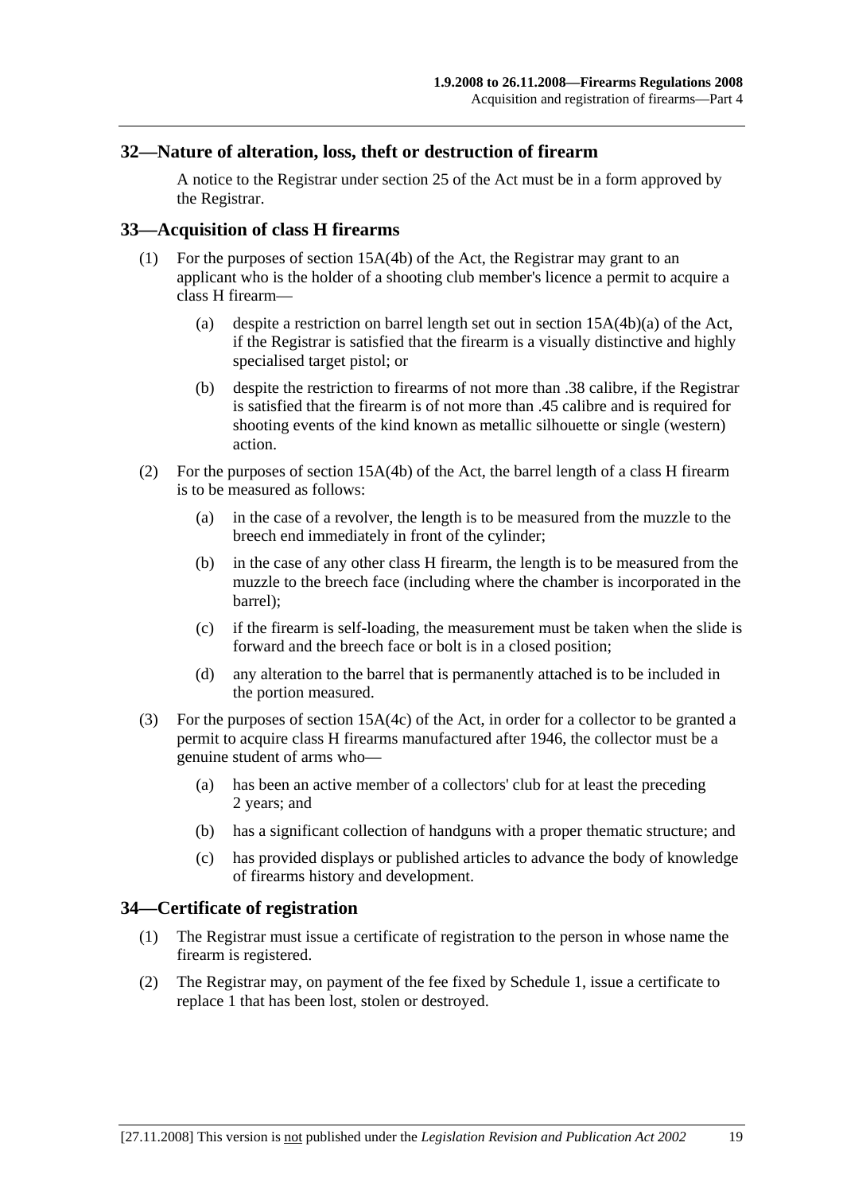## 32—Nature of alteration, loss, theft or destruction of firearm

A notice to the Registrar under section 25 of the Act must be in a form approved by the Registrar.

## 33—Acquisition of class H firearms

(1) For the purposes of section 15A(4b) of the Act, the Registrar may grant to an applicant who is the holder of a shooting club member's licence a permit to acquire a class H firearm—

(a) despite a restriction on barrel length set out in section 15A(4b)(a) of the Act, if the Registrar is satisfied that the firearm is a visually distinctive and highly specialised target pistol; or

(b) despite the restriction to firearms of not more than .38 calibre, if the Registrar is satisfied that the firearm is of not more than .45 calibre and is required for shooting events of the kind known as metallic silhouette or single (western) action.

(2) For the purposes of section 15A(4b) of the Act, the barrel length of a class H firearm is to be measured as follows:

(a) in the case of a revolver, the length is to be measured from the muzzle to the breech end immediately in front of the cylinder;

(b) in the case of any other class H firearm, the length is to be measured from the muzzle to the breech face (including where the chamber is incorporated in the barrel);

(c) if the firearm is self-loading, the measurement must be taken when the slide is forward and the breech face or bolt is in a closed position;

(d) any alteration to the barrel that is permanently attached is to be included in the portion measured.

(3) For the purposes of section 15A(4c) of the Act, in order for a collector to be granted a permit to acquire class H firearms manufactured after 1946, the collector must be a genuine student of arms who—

(a) has been an active member of a collectors' club for at least the preceding 2 years; and

(b) has a significant collection of handguns with a proper thematic structure; and

(c) has provided displays or published articles to advance the body of knowledge of firearms history and development.

## 34—Certificate of registration

(1) The Registrar must issue a certificate of registration to the person in whose name the firearm is registered.

(2) The Registrar may, on payment of the fee fixed by Schedule 1, issue a certificate to replace 1 that has been lost, stolen or destroyed.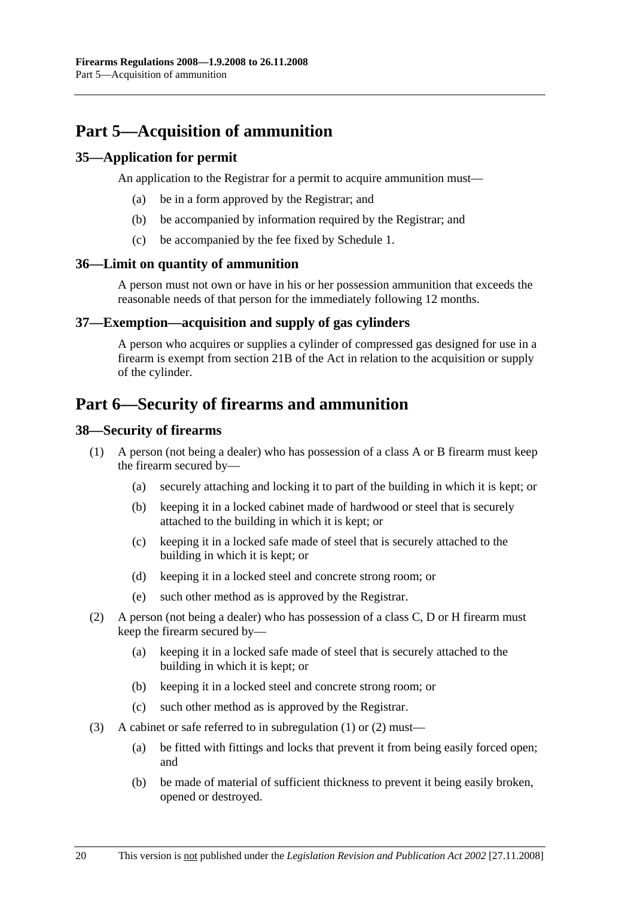# Part 5—Acquisition of ammunition

## 35—Application for permit

An application to the Registrar for a permit to acquire ammunition must—

- (a) be in a form approved by the Registrar; and
- (b) be accompanied by information required by the Registrar; and
- (c) be accompanied by the fee fixed by Schedule 1.

## 36—Limit on quantity of ammunition

A person must not own or have in his or her possession ammunition that exceeds the reasonable needs of that person for the immediately following 12 months.

## 37—Exemption—acquisition and supply of gas cylinders

A person who acquires or supplies a cylinder of compressed gas designed for use in a firearm is exempt from section 21B of the Act in relation to the acquisition or supply of the cylinder.

# Part 6—Security of firearms and ammunition

## 38—Security of firearms

(1) A person (not being a dealer) who has possession of a class A or B firearm must keep the firearm secured by—

- (a) securely attaching and locking it to part of the building in which it is kept; or
- (b) keeping it in a locked cabinet made of hardwood or steel that is securely attached to the building in which it is kept; or
- (c) keeping it in a locked safe made of steel that is securely attached to the building in which it is kept; or
- (d) keeping it in a locked steel and concrete strong room; or
- (e) such other method as is approved by the Registrar.

(2) A person (not being a dealer) who has possession of a class C, D or H firearm must keep the firearm secured by—

- (a) keeping it in a locked safe made of steel that is securely attached to the building in which it is kept; or
- (b) keeping it in a locked steel and concrete strong room; or
- (c) such other method as is approved by the Registrar.

(3) A cabinet or safe referred to in subregulation (1) or (2) must—

- (a) be fitted with fittings and locks that prevent it from being easily forced open; and
- (b) be made of material of sufficient thickness to prevent it being easily broken, opened or destroyed.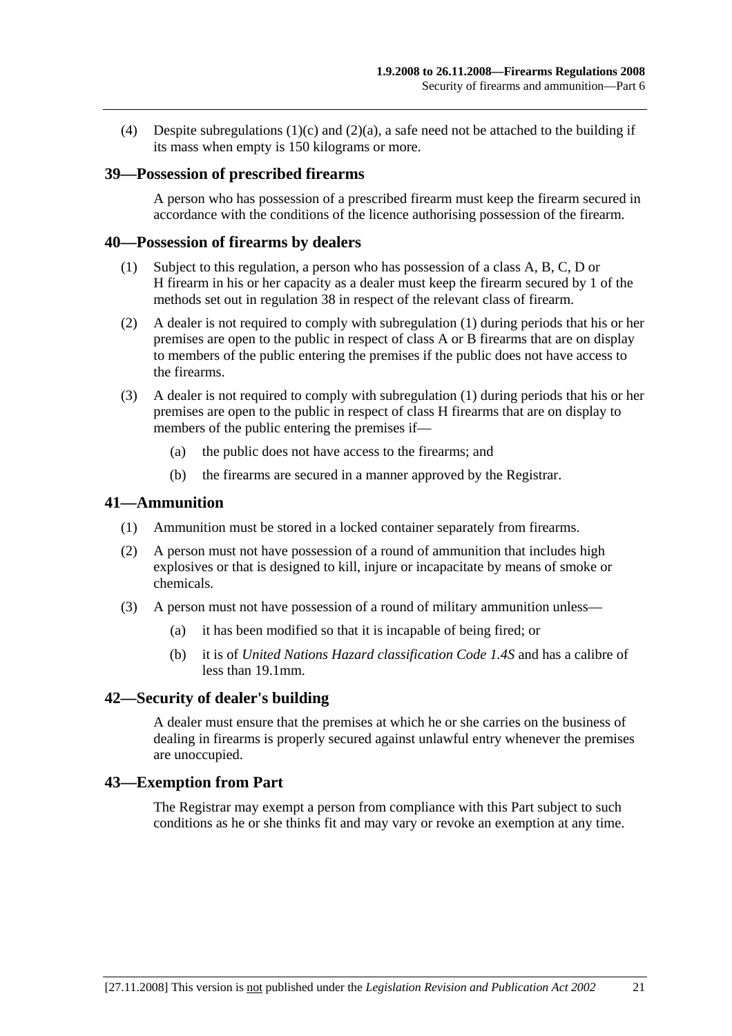(4) Despite subregulations (1)(c) and (2)(a), a safe need not be attached to the building if its mass when empty is 150 kilograms or more.

## 39—Possession of prescribed firearms

A person who has possession of a prescribed firearm must keep the firearm secured in accordance with the conditions of the licence authorising possession of the firearm.

## 40—Possession of firearms by dealers

(1) Subject to this regulation, a person who has possession of a class A, B, C, D or H firearm in his or her capacity as a dealer must keep the firearm secured by 1 of the methods set out in regulation 38 in respect of the relevant class of firearm.

(2) A dealer is not required to comply with subregulation (1) during periods that his or her premises are open to the public in respect of class A or B firearms that are on display to members of the public entering the premises if the public does not have access to the firearms.

(3) A dealer is not required to comply with subregulation (1) during periods that his or her premises are open to the public in respect of class H firearms that are on display to members of the public entering the premises if—

(a) the public does not have access to the firearms; and

(b) the firearms are secured in a manner approved by the Registrar.

## 41—Ammunition

(1) Ammunition must be stored in a locked container separately from firearms.

(2) A person must not have possession of a round of ammunition that includes high explosives or that is designed to kill, injure or incapacitate by means of smoke or chemicals.

(3) A person must not have possession of a round of military ammunition unless—

(a) it has been modified so that it is incapable of being fired; or

(b) it is of *United Nations Hazard classification Code 1.4S* and has a calibre of less than 19.1mm.

## 42—Security of dealer's building

A dealer must ensure that the premises at which he or she carries on the business of dealing in firearms is properly secured against unlawful entry whenever the premises are unoccupied.

## 43—Exemption from Part

The Registrar may exempt a person from compliance with this Part subject to such conditions as he or she thinks fit and may vary or revoke an exemption at any time.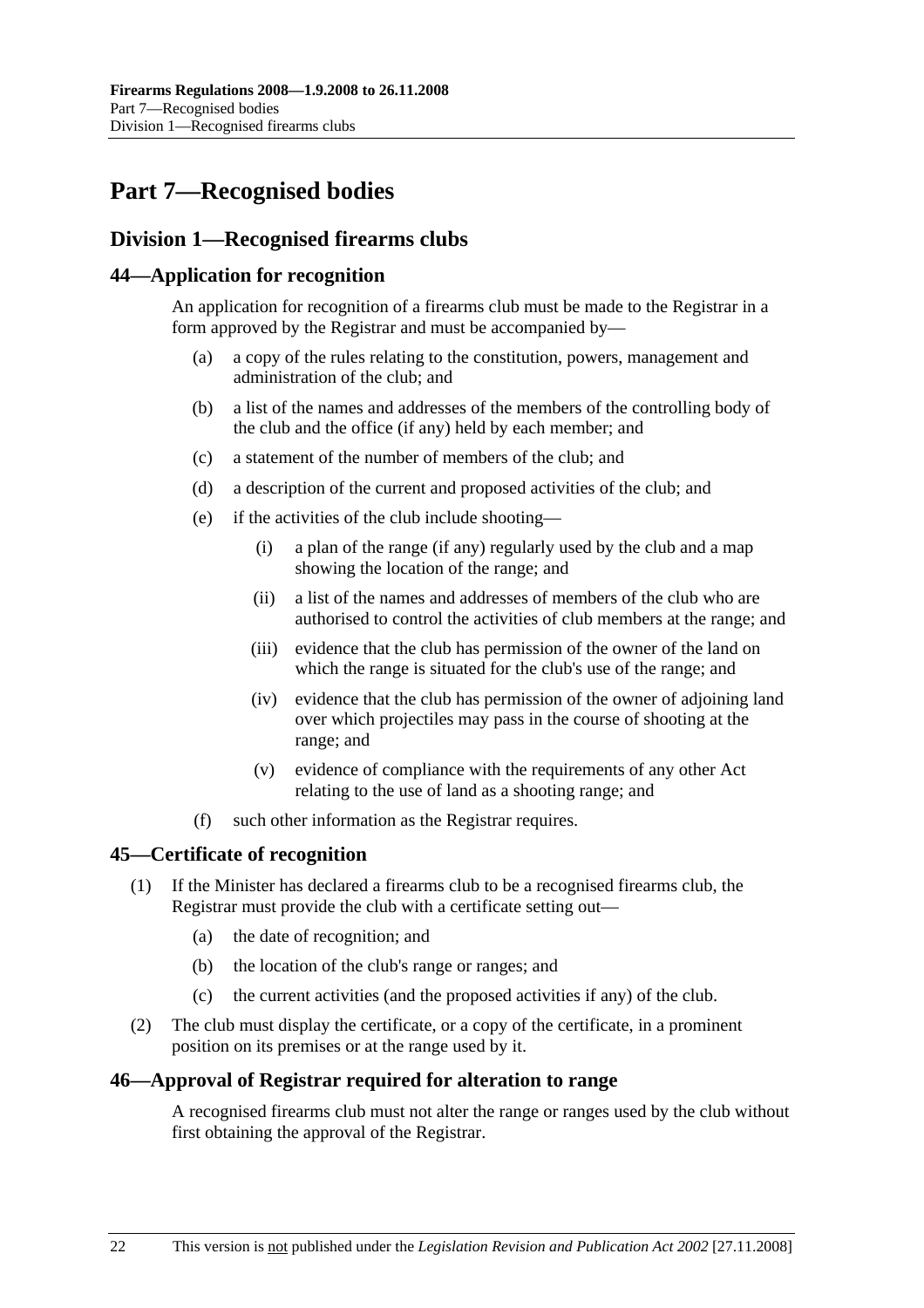# Part 7—Recognised bodies

## Division 1—Recognised firearms clubs

### 44—Application for recognition

An application for recognition of a firearms club must be made to the Registrar in a form approved by the Registrar and must be accompanied by—

(a) a copy of the rules relating to the constitution, powers, management and administration of the club; and

(b) a list of the names and addresses of the members of the controlling body of the club and the office (if any) held by each member; and

(c) a statement of the number of members of the club; and

(d) a description of the current and proposed activities of the club; and

(e) if the activities of the club include shooting—

(i) a plan of the range (if any) regularly used by the club and a map showing the location of the range; and

(ii) a list of the names and addresses of members of the club who are authorised to control the activities of club members at the range; and

(iii) evidence that the club has permission of the owner of the land on which the range is situated for the club's use of the range; and

(iv) evidence that the club has permission of the owner of adjoining land over which projectiles may pass in the course of shooting at the range; and

(v) evidence of compliance with the requirements of any other Act relating to the use of land as a shooting range; and

(f) such other information as the Registrar requires.

### 45—Certificate of recognition

(1) If the Minister has declared a firearms club to be a recognised firearms club, the Registrar must provide the club with a certificate setting out—

(a) the date of recognition; and

(b) the location of the club's range or ranges; and

(c) the current activities (and the proposed activities if any) of the club.

(2) The club must display the certificate, or a copy of the certificate, in a prominent position on its premises or at the range used by it.

### 46—Approval of Registrar required for alteration to range

A recognised firearms club must not alter the range or ranges used by the club without first obtaining the approval of the Registrar.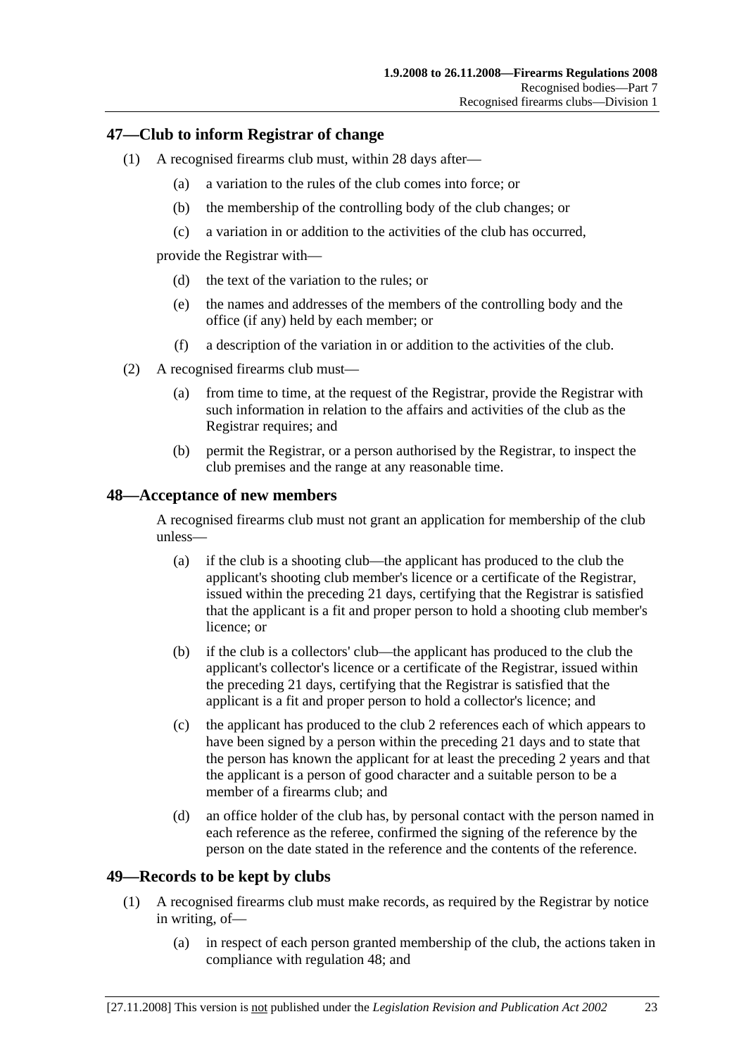## 47—Club to inform Registrar of change

(1) A recognised firearms club must, within 28 days after—

(a) a variation to the rules of the club comes into force; or

(b) the membership of the controlling body of the club changes; or

(c) a variation in or addition to the activities of the club has occurred,

provide the Registrar with—

(d) the text of the variation to the rules; or

(e) the names and addresses of the members of the controlling body and the office (if any) held by each member; or

(f) a description of the variation in or addition to the activities of the club.

(2) A recognised firearms club must—

(a) from time to time, at the request of the Registrar, provide the Registrar with such information in relation to the affairs and activities of the club as the Registrar requires; and

(b) permit the Registrar, or a person authorised by the Registrar, to inspect the club premises and the range at any reasonable time.

## 48—Acceptance of new members

A recognised firearms club must not grant an application for membership of the club unless—

(a) if the club is a shooting club—the applicant has produced to the club the applicant's shooting club member's licence or a certificate of the Registrar, issued within the preceding 21 days, certifying that the Registrar is satisfied that the applicant is a fit and proper person to hold a shooting club member's licence; or

(b) if the club is a collectors' club—the applicant has produced to the club the applicant's collector's licence or a certificate of the Registrar, issued within the preceding 21 days, certifying that the Registrar is satisfied that the applicant is a fit and proper person to hold a collector's licence; and

(c) the applicant has produced to the club 2 references each of which appears to have been signed by a person within the preceding 21 days and to state that the person has known the applicant for at least the preceding 2 years and that the applicant is a person of good character and a suitable person to be a member of a firearms club; and

(d) an office holder of the club has, by personal contact with the person named in each reference as the referee, confirmed the signing of the reference by the person on the date stated in the reference and the contents of the reference.

## 49—Records to be kept by clubs

(1) A recognised firearms club must make records, as required by the Registrar by notice in writing, of—

(a) in respect of each person granted membership of the club, the actions taken in compliance with regulation 48; and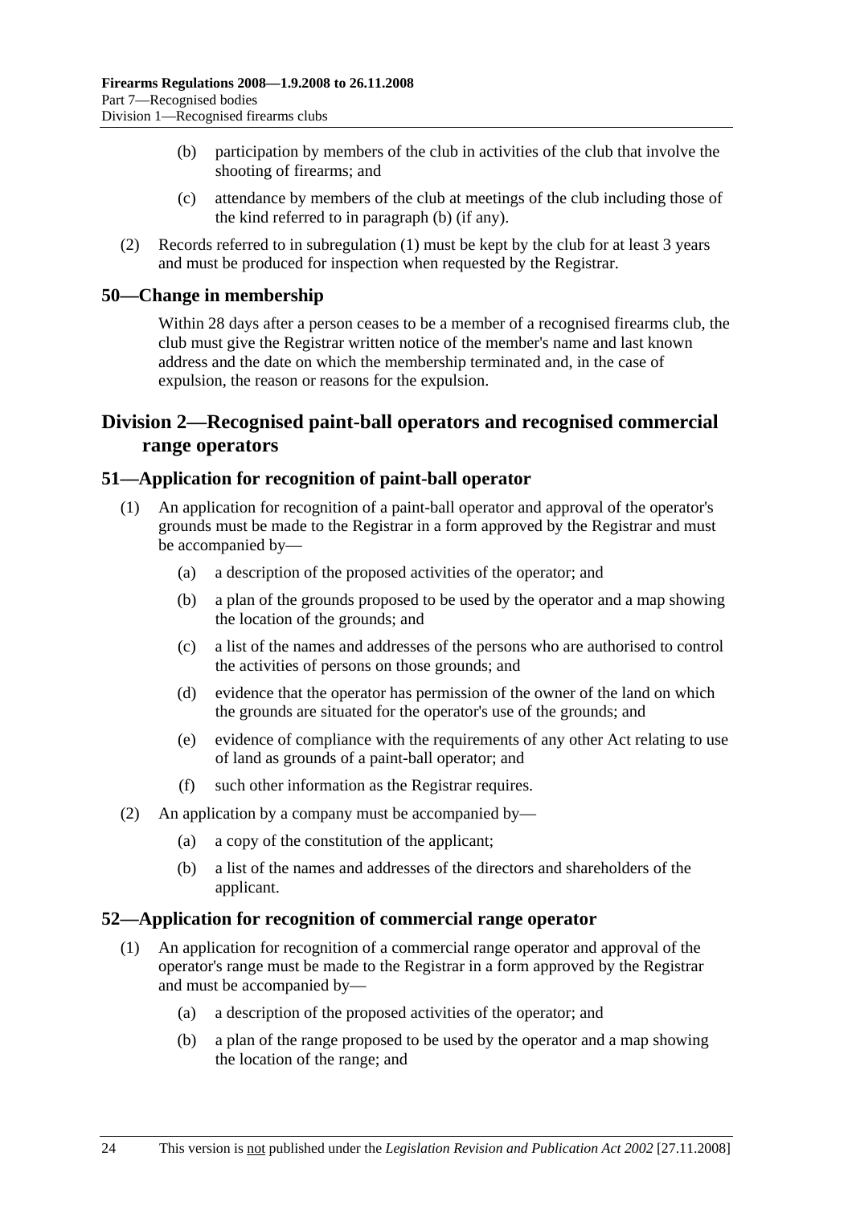(b) participation by members of the club in activities of the club that involve the shooting of firearms; and

(c) attendance by members of the club at meetings of the club including those of the kind referred to in paragraph (b) (if any).

(2) Records referred to in subregulation (1) must be kept by the club for at least 3 years and must be produced for inspection when requested by the Registrar.

## 50—Change in membership

Within 28 days after a person ceases to be a member of a recognised firearms club, the club must give the Registrar written notice of the member's name and last known address and the date on which the membership terminated and, in the case of expulsion, the reason or reasons for the expulsion.

# Division 2—Recognised paint-ball operators and recognised commercial range operators

## 51—Application for recognition of paint-ball operator

(1) An application for recognition of a paint-ball operator and approval of the operator's grounds must be made to the Registrar in a form approved by the Registrar and must be accompanied by—

(a) a description of the proposed activities of the operator; and

(b) a plan of the grounds proposed to be used by the operator and a map showing the location of the grounds; and

(c) a list of the names and addresses of the persons who are authorised to control the activities of persons on those grounds; and

(d) evidence that the operator has permission of the owner of the land on which the grounds are situated for the operator's use of the grounds; and

(e) evidence of compliance with the requirements of any other Act relating to use of land as grounds of a paint-ball operator; and

(f) such other information as the Registrar requires.

(2) An application by a company must be accompanied by—

(a) a copy of the constitution of the applicant;

(b) a list of the names and addresses of the directors and shareholders of the applicant.

## 52—Application for recognition of commercial range operator

(1) An application for recognition of a commercial range operator and approval of the operator's range must be made to the Registrar in a form approved by the Registrar and must be accompanied by—

(a) a description of the proposed activities of the operator; and

(b) a plan of the range proposed to be used by the operator and a map showing the location of the range; and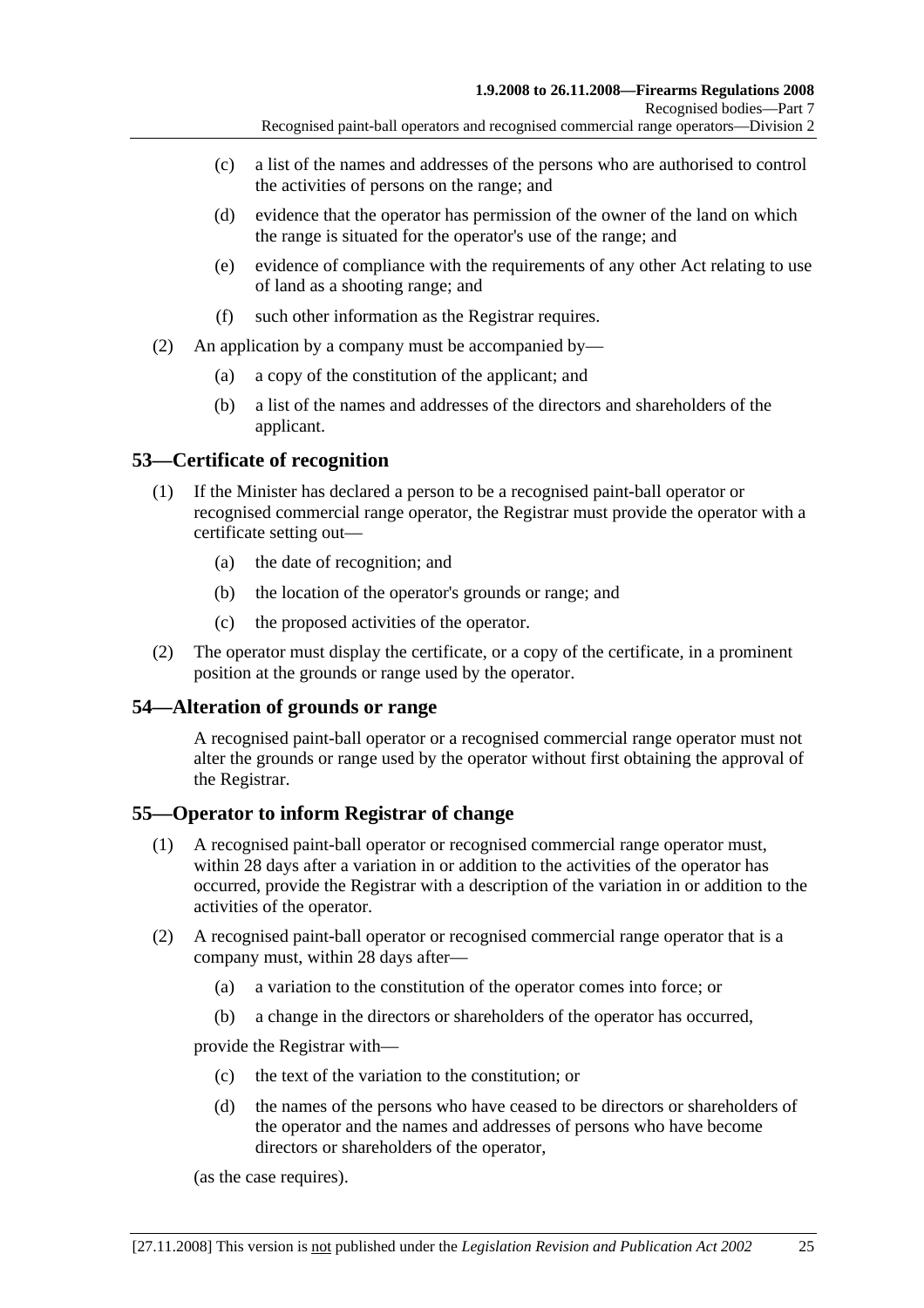(c) a list of the names and addresses of the persons who are authorised to control the activities of persons on the range; and

(d) evidence that the operator has permission of the owner of the land on which the range is situated for the operator's use of the range; and

(e) evidence of compliance with the requirements of any other Act relating to use of land as a shooting range; and

(f) such other information as the Registrar requires.

(2) An application by a company must be accompanied by—

(a) a copy of the constitution of the applicant; and

(b) a list of the names and addresses of the directors and shareholders of the applicant.

## 53—Certificate of recognition

(1) If the Minister has declared a person to be a recognised paint-ball operator or recognised commercial range operator, the Registrar must provide the operator with a certificate setting out—

(a) the date of recognition; and

(b) the location of the operator's grounds or range; and

(c) the proposed activities of the operator.

(2) The operator must display the certificate, or a copy of the certificate, in a prominent position at the grounds or range used by the operator.

## 54—Alteration of grounds or range

A recognised paint-ball operator or a recognised commercial range operator must not alter the grounds or range used by the operator without first obtaining the approval of the Registrar.

## 55—Operator to inform Registrar of change

(1) A recognised paint-ball operator or recognised commercial range operator must, within 28 days after a variation in or addition to the activities of the operator has occurred, provide the Registrar with a description of the variation in or addition to the activities of the operator.

(2) A recognised paint-ball operator or recognised commercial range operator that is a company must, within 28 days after—

(a) a variation to the constitution of the operator comes into force; or

(b) a change in the directors or shareholders of the operator has occurred,

provide the Registrar with—

(c) the text of the variation to the constitution; or

(d) the names of the persons who have ceased to be directors or shareholders of the operator and the names and addresses of persons who have become directors or shareholders of the operator,

(as the case requires).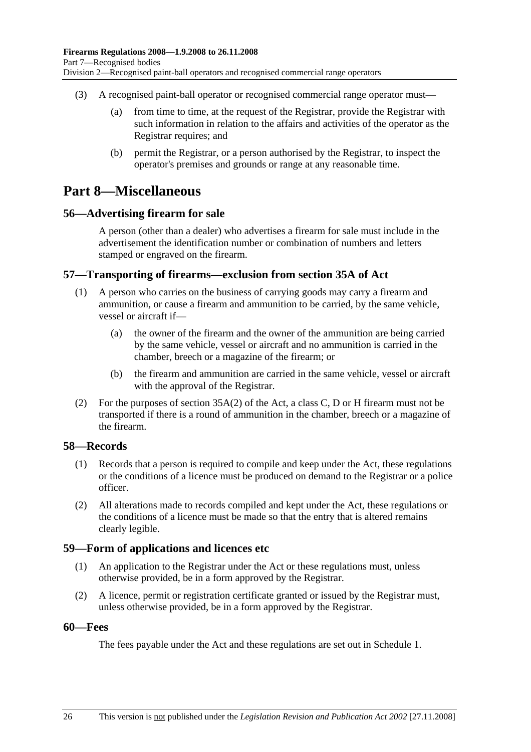(3) A recognised paint-ball operator or recognised commercial range operator must—

(a) from time to time, at the request of the Registrar, provide the Registrar with such information in relation to the affairs and activities of the operator as the Registrar requires; and

(b) permit the Registrar, or a person authorised by the Registrar, to inspect the operator's premises and grounds or range at any reasonable time.

# Part 8—Miscellaneous

## 56—Advertising firearm for sale

A person (other than a dealer) who advertises a firearm for sale must include in the advertisement the identification number or combination of numbers and letters stamped or engraved on the firearm.

## 57—Transporting of firearms—exclusion from section 35A of Act

(1) A person who carries on the business of carrying goods may carry a firearm and ammunition, or cause a firearm and ammunition to be carried, by the same vehicle, vessel or aircraft if—

(a) the owner of the firearm and the owner of the ammunition are being carried by the same vehicle, vessel or aircraft and no ammunition is carried in the chamber, breech or a magazine of the firearm; or

(b) the firearm and ammunition are carried in the same vehicle, vessel or aircraft with the approval of the Registrar.

(2) For the purposes of section 35A(2) of the Act, a class C, D or H firearm must not be transported if there is a round of ammunition in the chamber, breech or a magazine of the firearm.

## 58—Records

(1) Records that a person is required to compile and keep under the Act, these regulations or the conditions of a licence must be produced on demand to the Registrar or a police officer.

(2) All alterations made to records compiled and kept under the Act, these regulations or the conditions of a licence must be made so that the entry that is altered remains clearly legible.

## 59—Form of applications and licences etc

(1) An application to the Registrar under the Act or these regulations must, unless otherwise provided, be in a form approved by the Registrar.

(2) A licence, permit or registration certificate granted or issued by the Registrar must, unless otherwise provided, be in a form approved by the Registrar.

## 60—Fees

The fees payable under the Act and these regulations are set out in Schedule 1.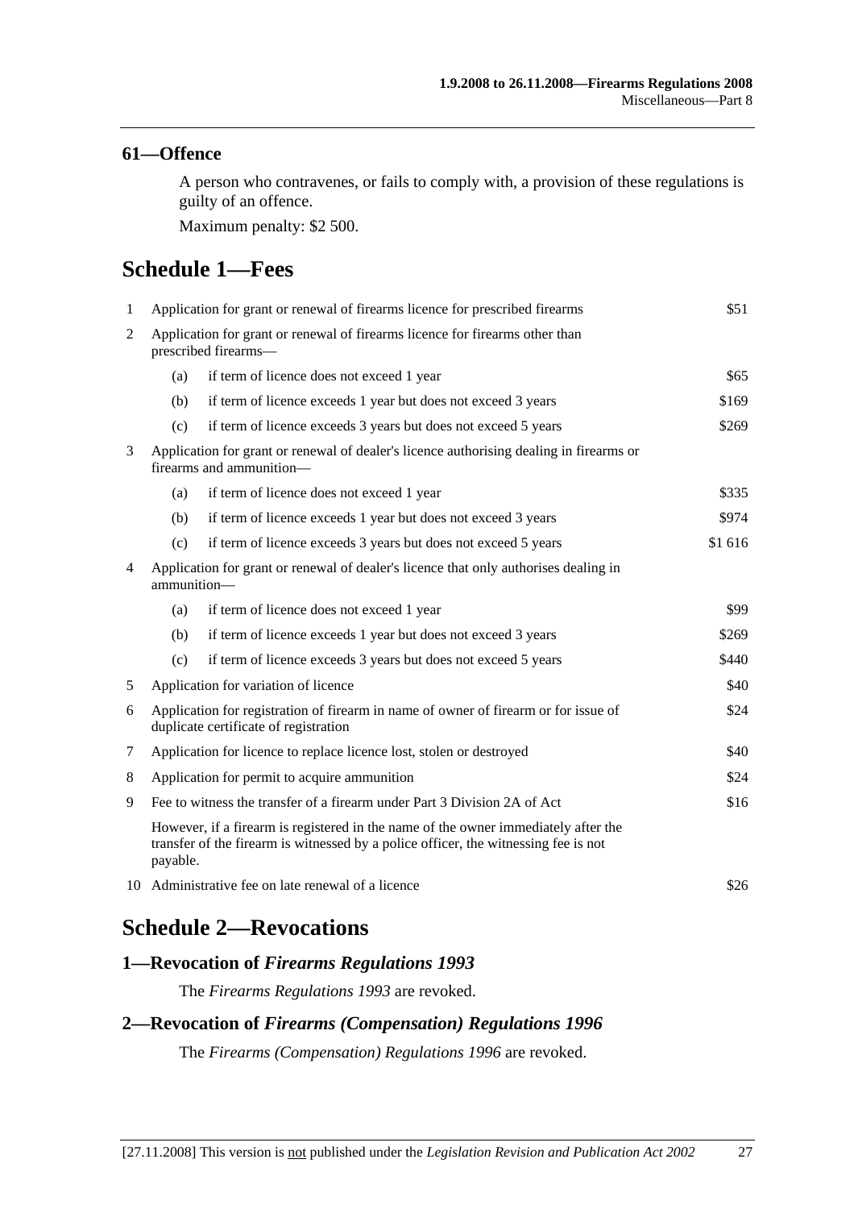## 61—Offence

A person who contravenes, or fails to comply with, a provision of these regulations is guilty of an offence.

Maximum penalty: $2 500.

# Schedule 1—Fees

| | | | |
|---|---|---|---|
| 1 | Application for grant or renewal of firearms licence for prescribed firearms | | $51 |
| 2 | Application for grant or renewal of firearms licence for firearms other than prescribed firearms— | | |
| | (a) | if term of licence does not exceed 1 year | $65 |
| | (b) | if term of licence exceeds 1 year but does not exceed 3 years | $169 |
| | (c) | if term of licence exceeds 3 years but does not exceed 5 years | $269 |
| 3 | Application for grant or renewal of dealer's licence authorising dealing in firearms or firearms and ammunition— | | |
| | (a) | if term of licence does not exceed 1 year | $335 |
| | (b) | if term of licence exceeds 1 year but does not exceed 3 years | $974 |
| | (c) | if term of licence exceeds 3 years but does not exceed 5 years | $1 616 |
| 4 | Application for grant or renewal of dealer's licence that only authorises dealing in ammunition— | | |
| | (a) | if term of licence does not exceed 1 year | $99 |
| | (b) | if term of licence exceeds 1 year but does not exceed 3 years | $269 |
| | (c) | if term of licence exceeds 3 years but does not exceed 5 years | $440 |
| 5 | Application for variation of licence | | $40 |
| 6 | Application for registration of firearm in name of owner of firearm or for issue of duplicate certificate of registration | | $24 |
| 7 | Application for licence to replace licence lost, stolen or destroyed | | $40 |
| 8 | Application for permit to acquire ammunition | | $24 |
| 9 | Fee to witness the transfer of a firearm under Part 3 Division 2A of Act | | $16 |
| | However, if a firearm is registered in the name of the owner immediately after the transfer of the firearm is witnessed by a police officer, the witnessing fee is not payable. | | |
| 10 | Administrative fee on late renewal of a licence | | $26 |

# Schedule 2—Revocations

## 1—Revocation of *Firearms Regulations 1993*

The *Firearms Regulations 1993* are revoked.

## 2—Revocation of *Firearms (Compensation) Regulations 1996*

The *Firearms (Compensation) Regulations 1996* are revoked.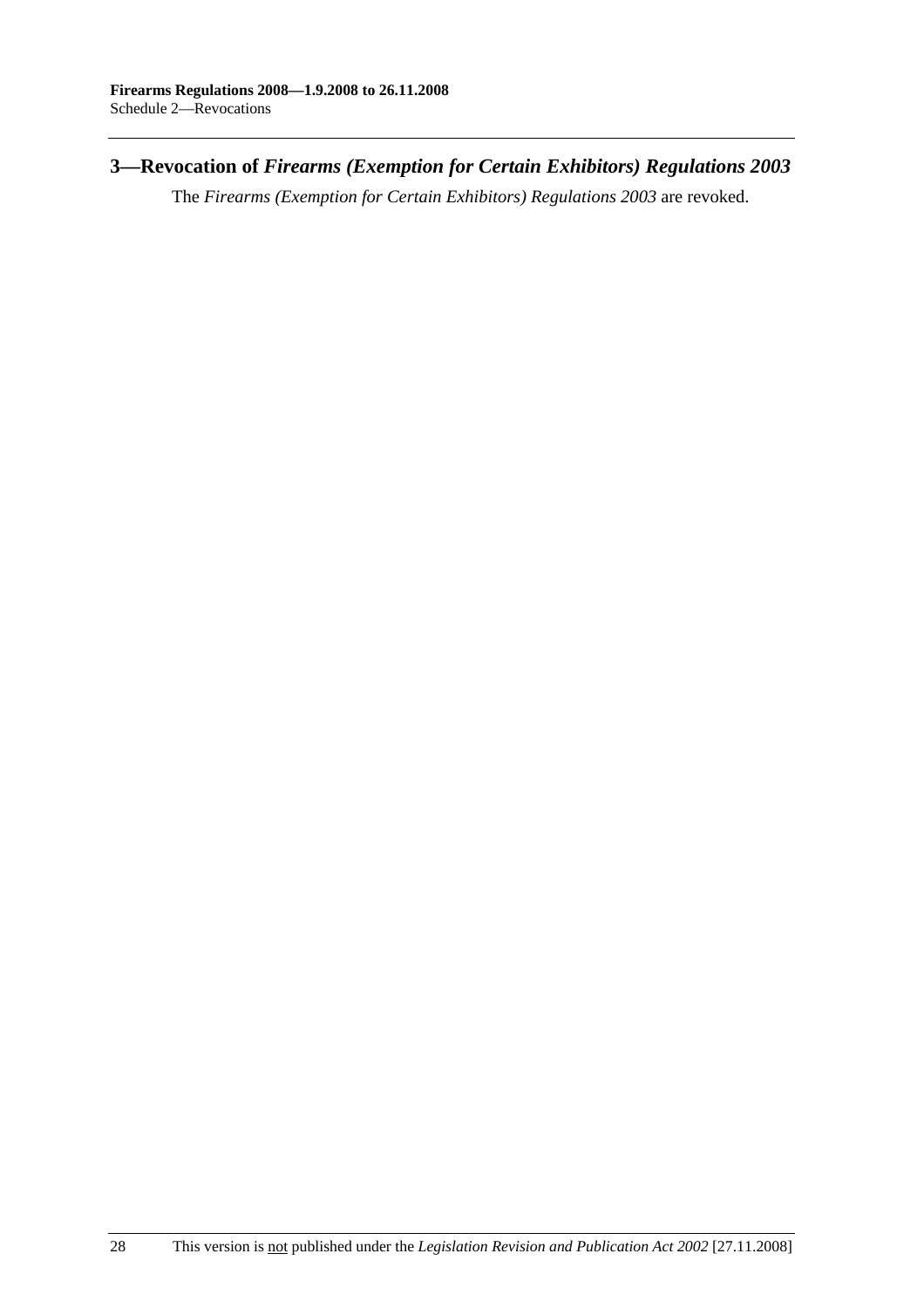## 3—Revocation of *Firearms (Exemption for Certain Exhibitors) Regulations 2003*

The *Firearms (Exemption for Certain Exhibitors) Regulations 2003* are revoked.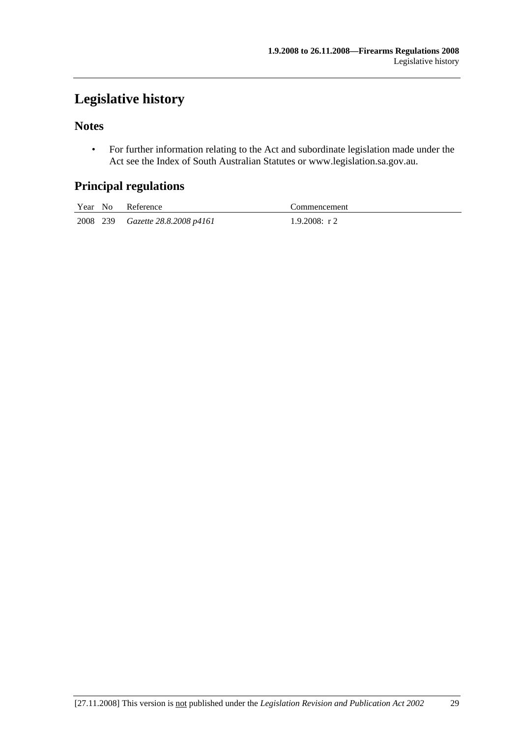# Legislative history

## Notes

- For further information relating to the Act and subordinate legislation made under the Act see the Index of South Australian Statutes or www.legislation.sa.gov.au.

## Principal regulations

| Year | No | Reference | Commencement |
|---|---|---|---|
| 2008 | 239 | *Gazette 28.8.2008 p4161* | 1.9.2008: r 2 |